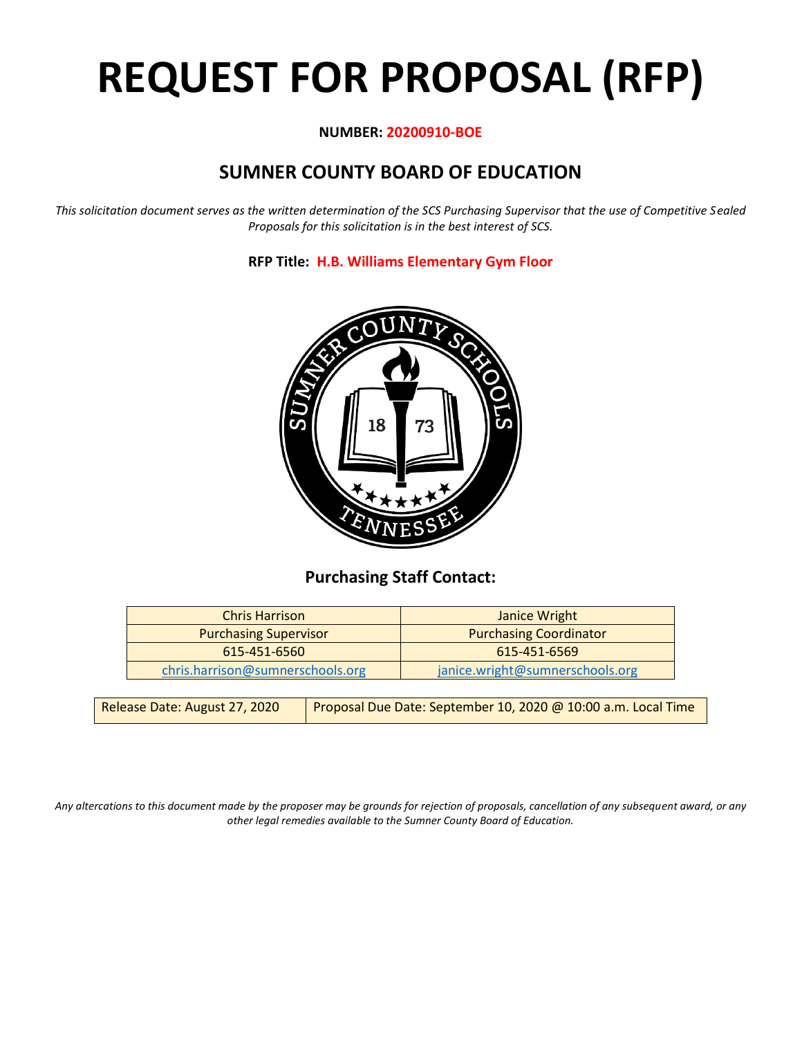# REQUEST FOR PROPOSAL (RFP)

**NUMBER: 20200910-BOE**

## SUMNER COUNTY BOARD OF EDUCATION

*This solicitation document serves as the written determination of the SCS Purchasing Supervisor that the use of Competitive Sealed Proposals for this solicitation is in the best interest of SCS.*

**RFP Title: H.B. Williams Elementary Gym Floor**

### Purchasing Staff Contact:

| Chris Harrison | Janice Wright |
|---|---|
| Purchasing Supervisor | Purchasing Coordinator |
| 615-451-6560 | 615-451-6569 |
| chris.harrison@sumnerschools.org | janice.wright@sumnerschools.org |

| Release Date: August 27, 2020 | Proposal Due Date: September 10, 2020 @ 10:00 a.m. Local Time |
|---|---|

*Any altercations to this document made by the proposer may be grounds for rejection of proposals, cancellation of any subsequent award, or any other legal remedies available to the Sumner County Board of Education.*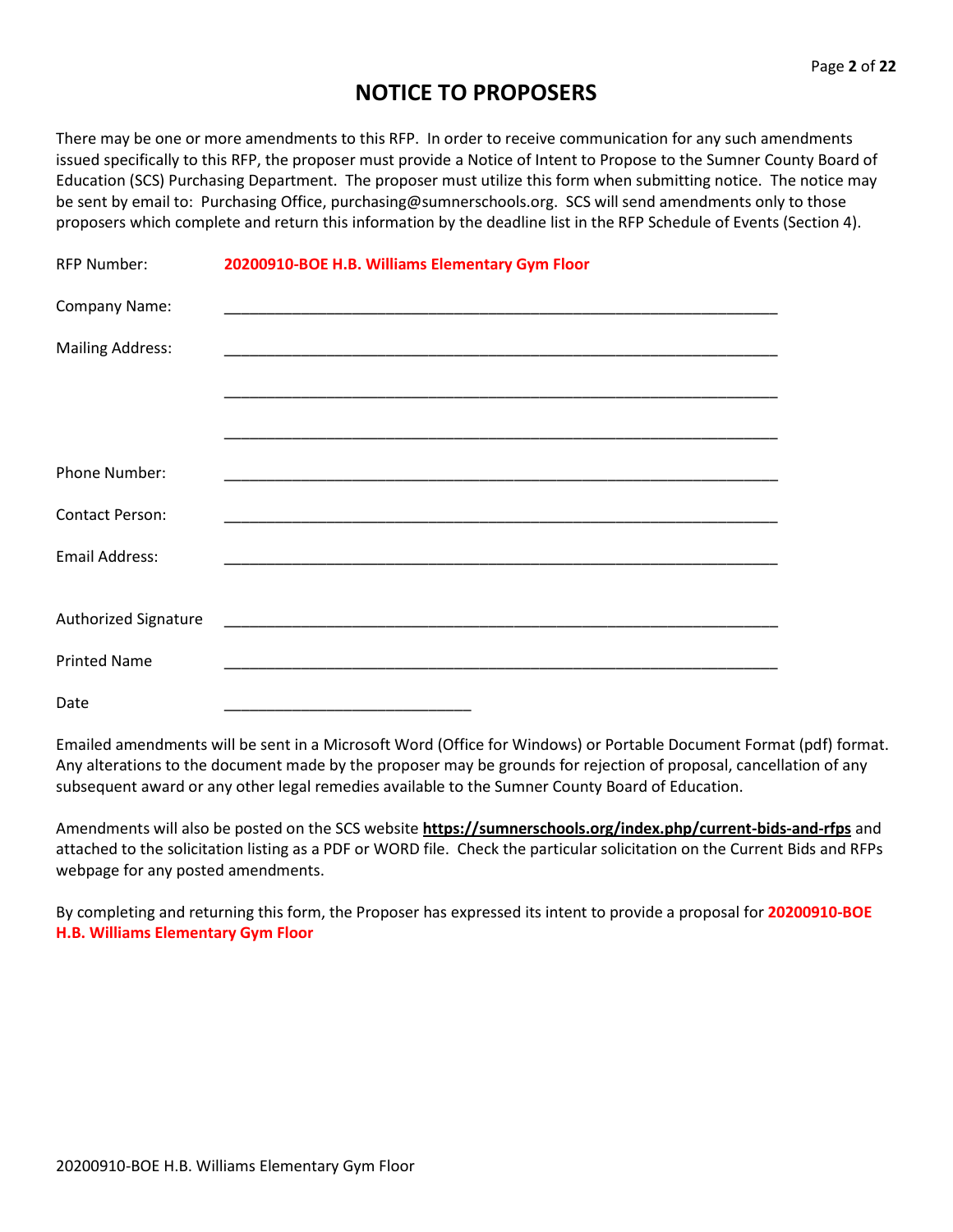# NOTICE TO PROPOSERS

There may be one or more amendments to this RFP. In order to receive communication for any such amendments issued specifically to this RFP, the proposer must provide a Notice of Intent to Propose to the Sumner County Board of Education (SCS) Purchasing Department. The proposer must utilize this form when submitting notice. The notice may be sent by email to: Purchasing Office, purchasing@sumnerschools.org. SCS will send amendments only to those proposers which complete and return this information by the deadline list in the RFP Schedule of Events (Section 4).

RFP Number: **20200910-BOE H.B. Williams Elementary Gym Floor**

Company Name: ____________________________________________________________

Mailing Address: ____________________________________________________________

____________________________________________________________

____________________________________________________________

Phone Number: ____________________________________________________________

Contact Person: ____________________________________________________________

Email Address: ____________________________________________________________

Authorized Signature ____________________________________________________________

Printed Name ____________________________________________________________

Date ___________________________

Emailed amendments will be sent in a Microsoft Word (Office for Windows) or Portable Document Format (pdf) format. Any alterations to the document made by the proposer may be grounds for rejection of proposal, cancellation of any subsequent award or any other legal remedies available to the Sumner County Board of Education.

Amendments will also be posted on the SCS website **https://sumnerschools.org/index.php/current-bids-and-rfps** and attached to the solicitation listing as a PDF or WORD file. Check the particular solicitation on the Current Bids and RFPs webpage for any posted amendments.

By completing and returning this form, the Proposer has expressed its intent to provide a proposal for **20200910-BOE H.B. Williams Elementary Gym Floor**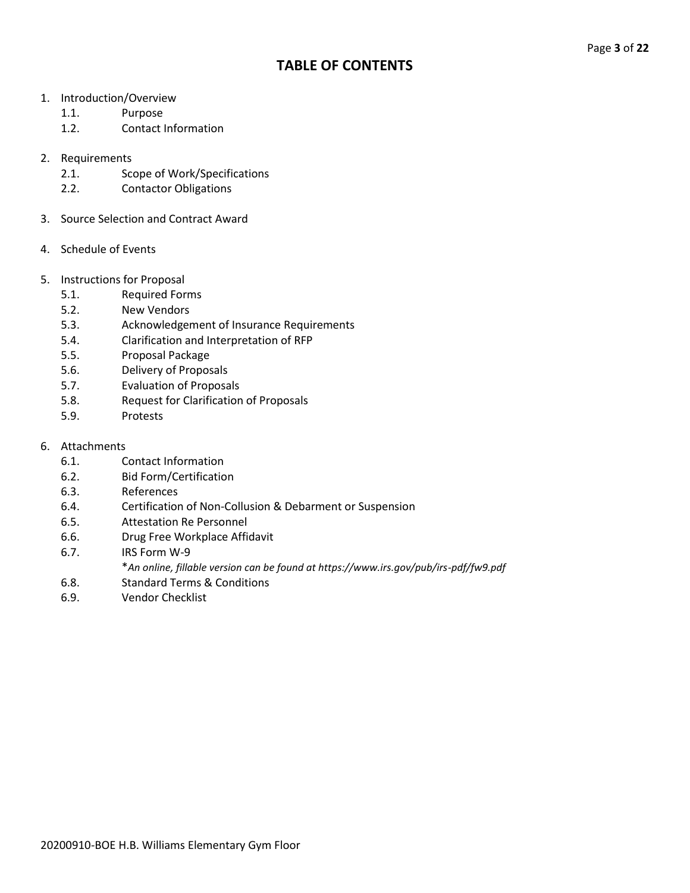# TABLE OF CONTENTS

1. Introduction/Overview
   - 1.1. Purpose
   - 1.2. Contact Information
2. Requirements
   - 2.1. Scope of Work/Specifications
   - 2.2. Contactor Obligations
3. Source Selection and Contract Award
4. Schedule of Events
5. Instructions for Proposal
   - 5.1. Required Forms
   - 5.2. New Vendors
   - 5.3. Acknowledgement of Insurance Requirements
   - 5.4. Clarification and Interpretation of RFP
   - 5.5. Proposal Package
   - 5.6. Delivery of Proposals
   - 5.7. Evaluation of Proposals
   - 5.8. Request for Clarification of Proposals
   - 5.9. Protests
6. Attachments
   - 6.1. Contact Information
   - 6.2. Bid Form/Certification
   - 6.3. References
   - 6.4. Certification of Non-Collusion & Debarment or Suspension
   - 6.5. Attestation Re Personnel
   - 6.6. Drug Free Workplace Affidavit
   - 6.7. IRS Form W-9
     *\*An online, fillable version can be found at https://www.irs.gov/pub/irs-pdf/fw9.pdf*
   - 6.8. Standard Terms & Conditions
   - 6.9. Vendor Checklist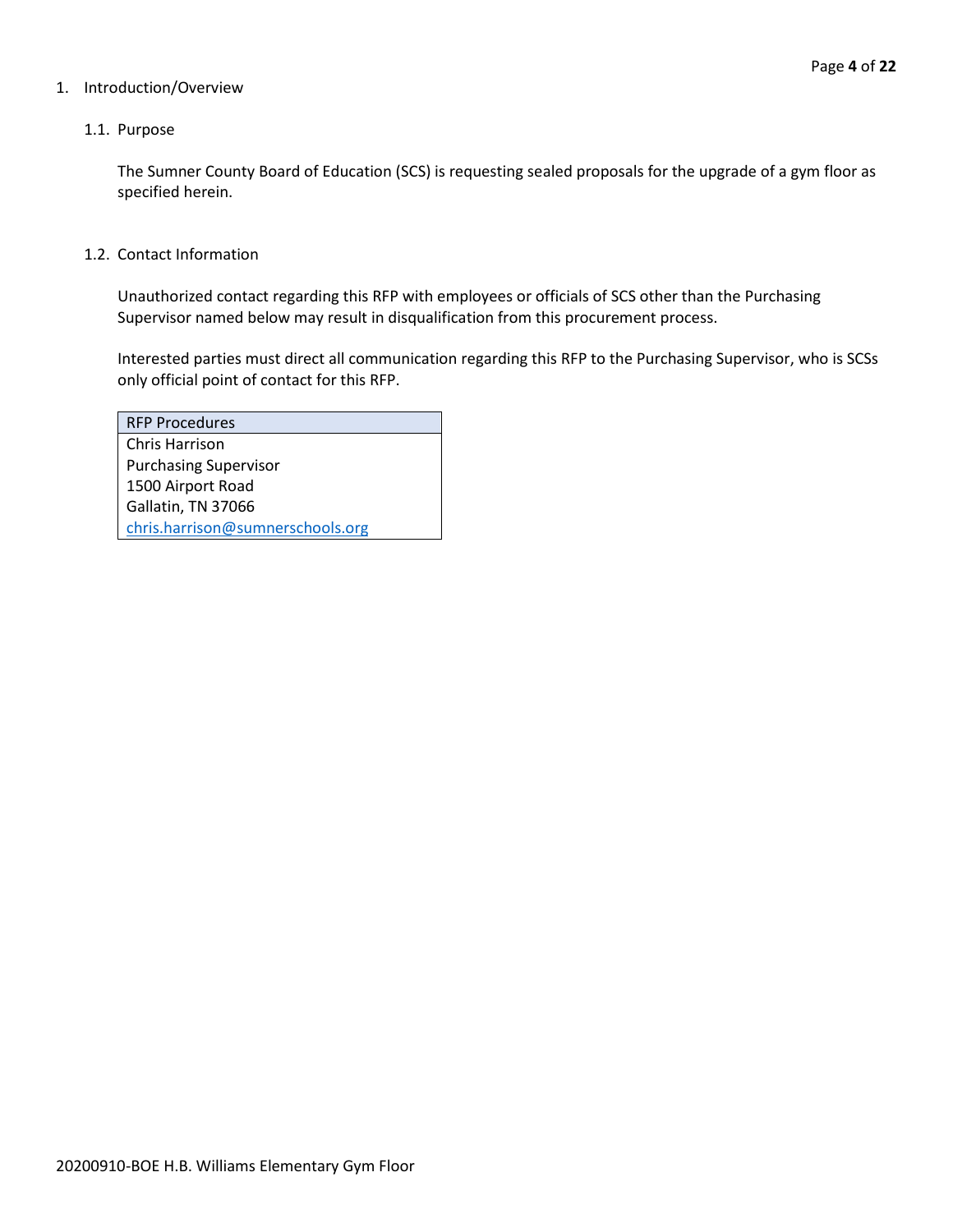1. Introduction/Overview

1.1. Purpose

The Sumner County Board of Education (SCS) is requesting sealed proposals for the upgrade of a gym floor as specified herein.

1.2. Contact Information

Unauthorized contact regarding this RFP with employees or officials of SCS other than the Purchasing Supervisor named below may result in disqualification from this procurement process.

Interested parties must direct all communication regarding this RFP to the Purchasing Supervisor, who is SCSs only official point of contact for this RFP.

| RFP Procedures |
| --- |
| Chris Harrison<br>Purchasing Supervisor<br>1500 Airport Road<br>Gallatin, TN 37066<br>chris.harrison@sumnerschools.org |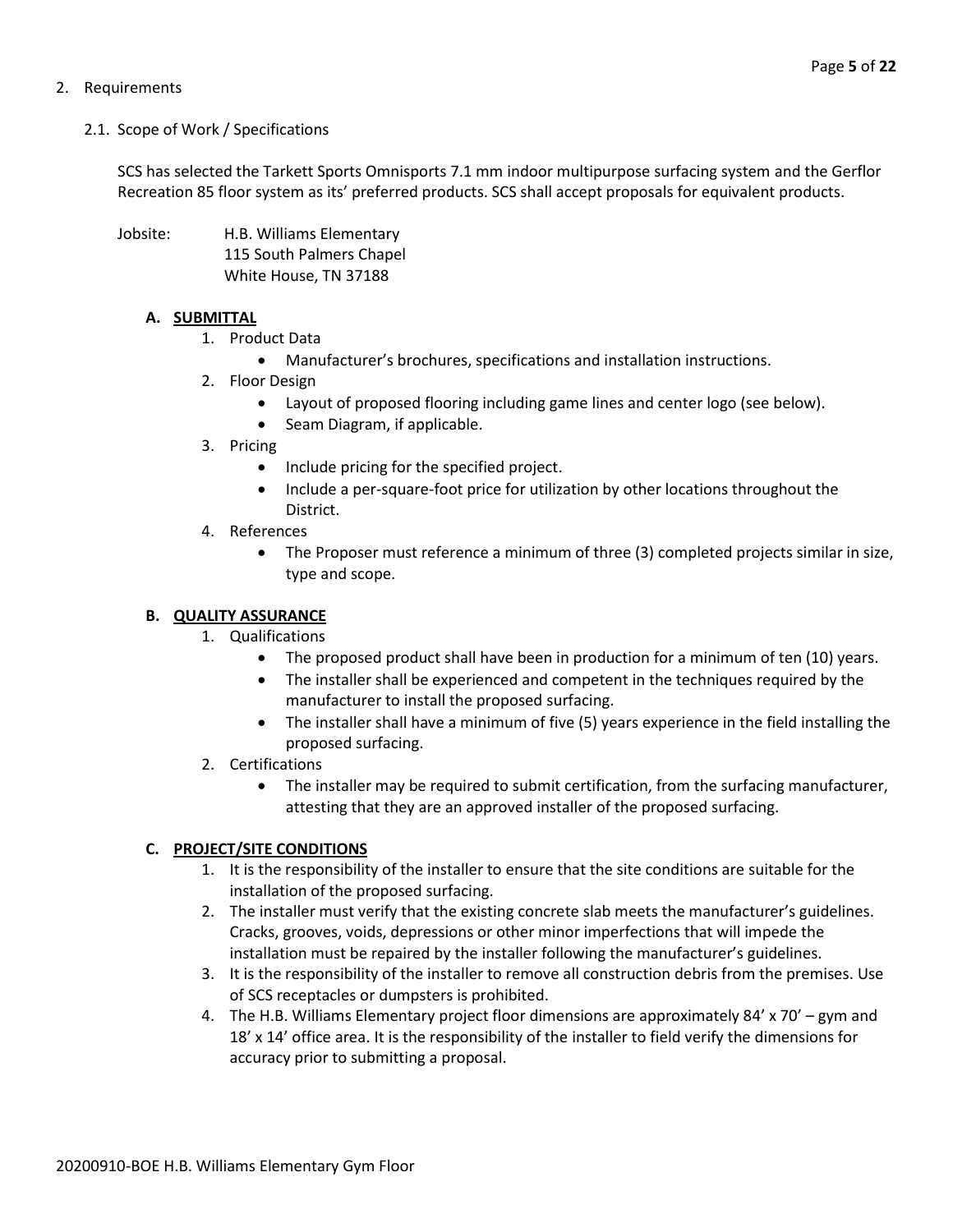## 2. Requirements

### 2.1. Scope of Work / Specifications

SCS has selected the Tarkett Sports Omnisports 7.1 mm indoor multipurpose surfacing system and the Gerflor Recreation 85 floor system as its' preferred products. SCS shall accept proposals for equivalent products.

Jobsite: H.B. Williams Elementary
115 South Palmers Chapel
White House, TN 37188

#### A. SUBMITTAL

1. Product Data
   - Manufacturer's brochures, specifications and installation instructions.
2. Floor Design
   - Layout of proposed flooring including game lines and center logo (see below).
   - Seam Diagram, if applicable.
3. Pricing
   - Include pricing for the specified project.
   - Include a per-square-foot price for utilization by other locations throughout the District.
4. References
   - The Proposer must reference a minimum of three (3) completed projects similar in size, type and scope.

#### B. QUALITY ASSURANCE

1. Qualifications
   - The proposed product shall have been in production for a minimum of ten (10) years.
   - The installer shall be experienced and competent in the techniques required by the manufacturer to install the proposed surfacing.
   - The installer shall have a minimum of five (5) years experience in the field installing the proposed surfacing.
2. Certifications
   - The installer may be required to submit certification, from the surfacing manufacturer, attesting that they are an approved installer of the proposed surfacing.

#### C. PROJECT/SITE CONDITIONS

1. It is the responsibility of the installer to ensure that the site conditions are suitable for the installation of the proposed surfacing.
2. The installer must verify that the existing concrete slab meets the manufacturer's guidelines. Cracks, grooves, voids, depressions or other minor imperfections that will impede the installation must be repaired by the installer following the manufacturer's guidelines.
3. It is the responsibility of the installer to remove all construction debris from the premises. Use of SCS receptacles or dumpsters is prohibited.
4. The H.B. Williams Elementary project floor dimensions are approximately 84' x 70' – gym and 18' x 14' office area. It is the responsibility of the installer to field verify the dimensions for accuracy prior to submitting a proposal.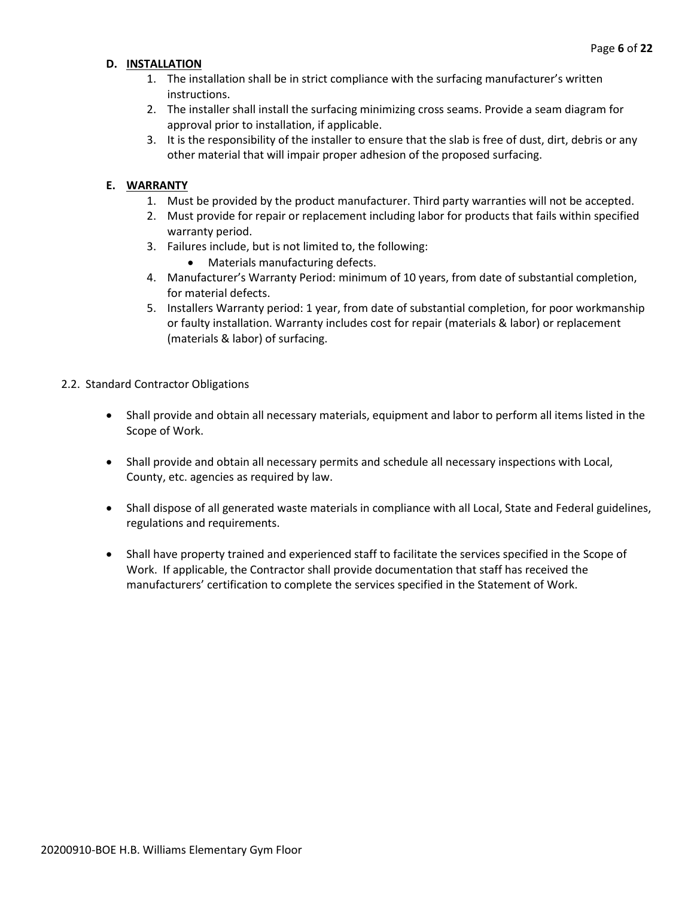**D. INSTALLATION**

1. The installation shall be in strict compliance with the surfacing manufacturer's written instructions.
2. The installer shall install the surfacing minimizing cross seams. Provide a seam diagram for approval prior to installation, if applicable.
3. It is the responsibility of the installer to ensure that the slab is free of dust, dirt, debris or any other material that will impair proper adhesion of the proposed surfacing.

**E. WARRANTY**

1. Must be provided by the product manufacturer. Third party warranties will not be accepted.
2. Must provide for repair or replacement including labor for products that fails within specified warranty period.
3. Failures include, but is not limited to, the following:
   - Materials manufacturing defects.
4. Manufacturer's Warranty Period: minimum of 10 years, from date of substantial completion, for material defects.
5. Installers Warranty period: 1 year, from date of substantial completion, for poor workmanship or faulty installation. Warranty includes cost for repair (materials & labor) or replacement (materials & labor) of surfacing.

2.2. Standard Contractor Obligations

- Shall provide and obtain all necessary materials, equipment and labor to perform all items listed in the Scope of Work.
- Shall provide and obtain all necessary permits and schedule all necessary inspections with Local, County, etc. agencies as required by law.
- Shall dispose of all generated waste materials in compliance with all Local, State and Federal guidelines, regulations and requirements.
- Shall have property trained and experienced staff to facilitate the services specified in the Scope of Work. If applicable, the Contractor shall provide documentation that staff has received the manufacturers' certification to complete the services specified in the Statement of Work.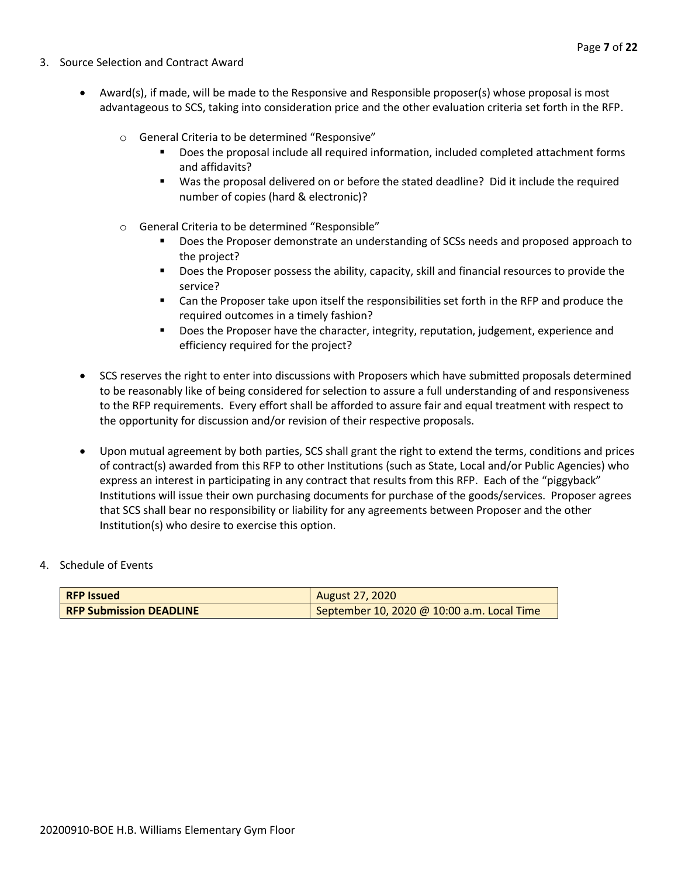3. Source Selection and Contract Award

- Award(s), if made, will be made to the Responsive and Responsible proposer(s) whose proposal is most advantageous to SCS, taking into consideration price and the other evaluation criteria set forth in the RFP.
    - General Criteria to be determined "Responsive"
        - Does the proposal include all required information, included completed attachment forms and affidavits?
        - Was the proposal delivered on or before the stated deadline? Did it include the required number of copies (hard & electronic)?
    - General Criteria to be determined "Responsible"
        - Does the Proposer demonstrate an understanding of SCSs needs and proposed approach to the project?
        - Does the Proposer possess the ability, capacity, skill and financial resources to provide the service?
        - Can the Proposer take upon itself the responsibilities set forth in the RFP and produce the required outcomes in a timely fashion?
        - Does the Proposer have the character, integrity, reputation, judgement, experience and efficiency required for the project?

- SCS reserves the right to enter into discussions with Proposers which have submitted proposals determined to be reasonably like of being considered for selection to assure a full understanding of and responsiveness to the RFP requirements. Every effort shall be afforded to assure fair and equal treatment with respect to the opportunity for discussion and/or revision of their respective proposals.

- Upon mutual agreement by both parties, SCS shall grant the right to extend the terms, conditions and prices of contract(s) awarded from this RFP to other Institutions (such as State, Local and/or Public Agencies) who express an interest in participating in any contract that results from this RFP. Each of the "piggyback" Institutions will issue their own purchasing documents for purchase of the goods/services. Proposer agrees that SCS shall bear no responsibility or liability for any agreements between Proposer and the other Institution(s) who desire to exercise this option.

4. Schedule of Events

| **RFP Issued** | August 27, 2020 |
|---|---|
| **RFP Submission DEADLINE** | September 10, 2020 @ 10:00 a.m. Local Time |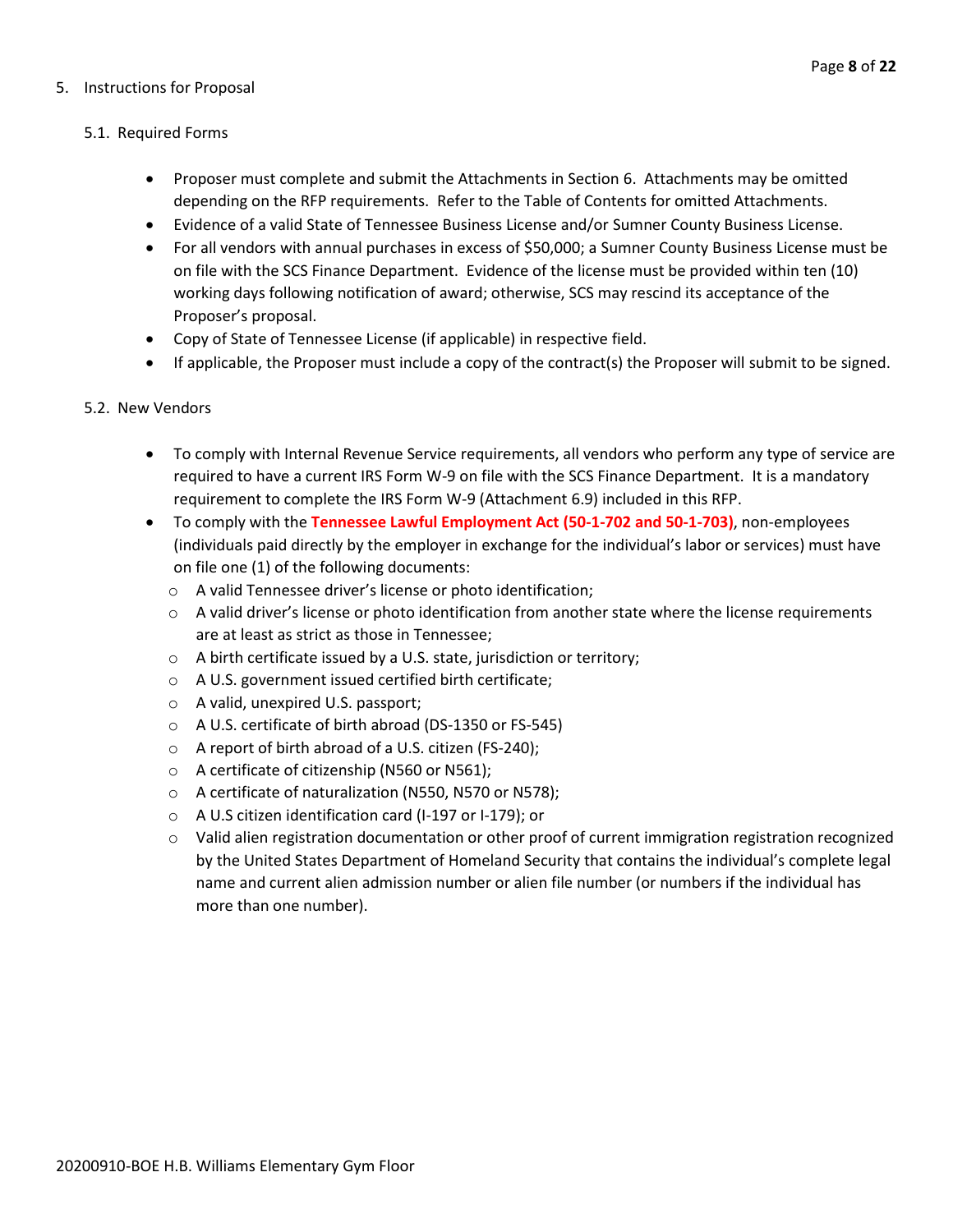## 5. Instructions for Proposal

### 5.1. Required Forms

- Proposer must complete and submit the Attachments in Section 6. Attachments may be omitted depending on the RFP requirements. Refer to the Table of Contents for omitted Attachments.
- Evidence of a valid State of Tennessee Business License and/or Sumner County Business License.
- For all vendors with annual purchases in excess of $50,000; a Sumner County Business License must be on file with the SCS Finance Department. Evidence of the license must be provided within ten (10) working days following notification of award; otherwise, SCS may rescind its acceptance of the Proposer's proposal.
- Copy of State of Tennessee License (if applicable) in respective field.
- If applicable, the Proposer must include a copy of the contract(s) the Proposer will submit to be signed.

### 5.2. New Vendors

- To comply with Internal Revenue Service requirements, all vendors who perform any type of service are required to have a current IRS Form W-9 on file with the SCS Finance Department. It is a mandatory requirement to complete the IRS Form W-9 (Attachment 6.9) included in this RFP.
- To comply with the **Tennessee Lawful Employment Act (50-1-702 and 50-1-703)**, non-employees (individuals paid directly by the employer in exchange for the individual's labor or services) must have on file one (1) of the following documents:
  - A valid Tennessee driver's license or photo identification;
  - A valid driver's license or photo identification from another state where the license requirements are at least as strict as those in Tennessee;
  - A birth certificate issued by a U.S. state, jurisdiction or territory;
  - A U.S. government issued certified birth certificate;
  - A valid, unexpired U.S. passport;
  - A U.S. certificate of birth abroad (DS-1350 or FS-545)
  - A report of birth abroad of a U.S. citizen (FS-240);
  - A certificate of citizenship (N560 or N561);
  - A certificate of naturalization (N550, N570 or N578);
  - A U.S citizen identification card (I-197 or I-179); or
  - Valid alien registration documentation or other proof of current immigration registration recognized by the United States Department of Homeland Security that contains the individual's complete legal name and current alien admission number or alien file number (or numbers if the individual has more than one number).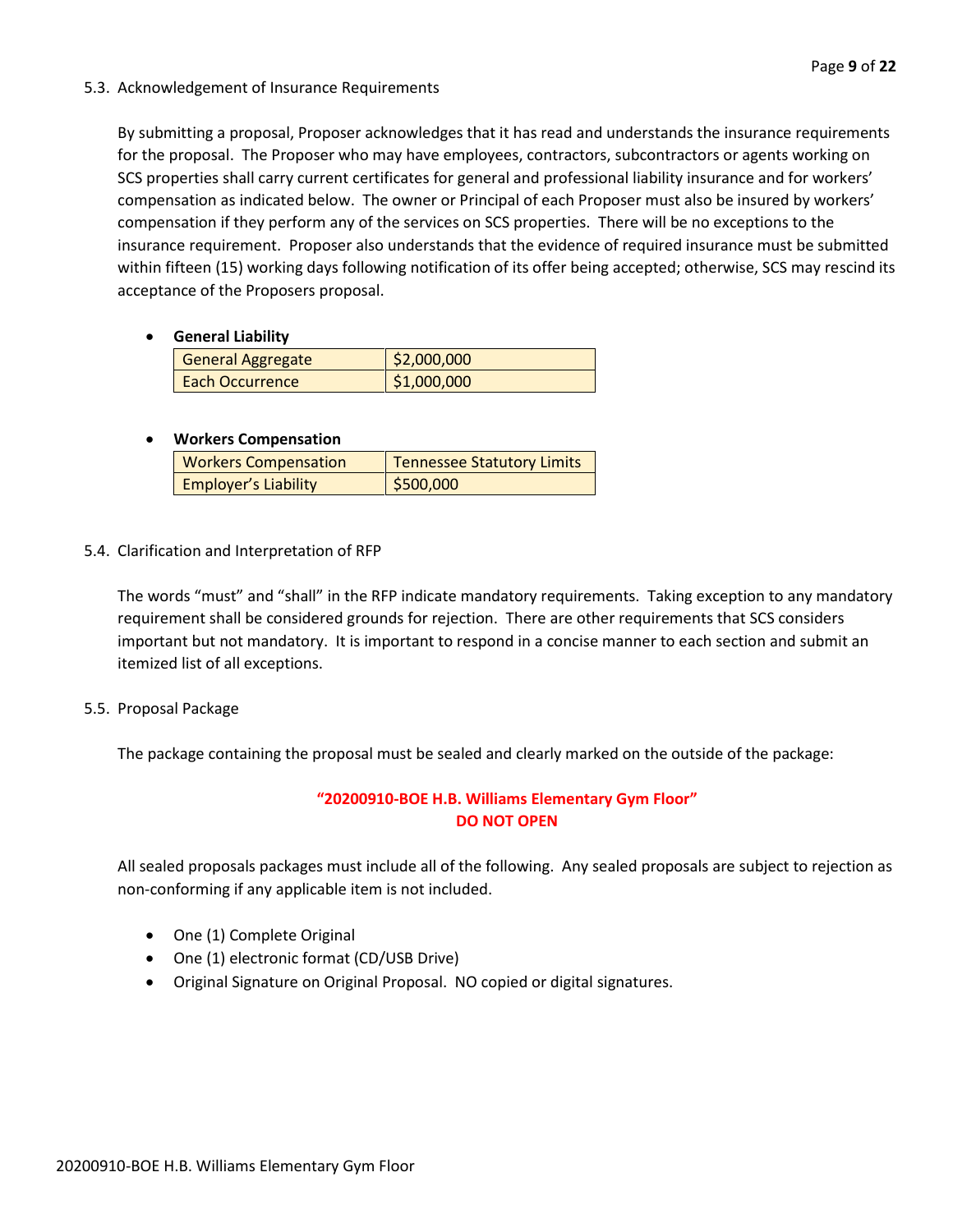5.3. Acknowledgement of Insurance Requirements

By submitting a proposal, Proposer acknowledges that it has read and understands the insurance requirements for the proposal. The Proposer who may have employees, contractors, subcontractors or agents working on SCS properties shall carry current certificates for general and professional liability insurance and for workers' compensation as indicated below. The owner or Principal of each Proposer must also be insured by workers' compensation if they perform any of the services on SCS properties. There will be no exceptions to the insurance requirement. Proposer also understands that the evidence of required insurance must be submitted within fifteen (15) working days following notification of its offer being accepted; otherwise, SCS may rescind its acceptance of the Proposers proposal.

- **General Liability**

| General Aggregate | $2,000,000 |
|---|---|
| Each Occurrence | $1,000,000 |

- **Workers Compensation**

| Workers Compensation | Tennessee Statutory Limits |
|---|---|
| Employer's Liability | $500,000 |

5.4. Clarification and Interpretation of RFP

The words "must" and "shall" in the RFP indicate mandatory requirements. Taking exception to any mandatory requirement shall be considered grounds for rejection. There are other requirements that SCS considers important but not mandatory. It is important to respond in a concise manner to each section and submit an itemized list of all exceptions.

5.5. Proposal Package

The package containing the proposal must be sealed and clearly marked on the outside of the package:

**"20200910-BOE H.B. Williams Elementary Gym Floor"**
**DO NOT OPEN**

All sealed proposals packages must include all of the following. Any sealed proposals are subject to rejection as non-conforming if any applicable item is not included.

- One (1) Complete Original
- One (1) electronic format (CD/USB Drive)
- Original Signature on Original Proposal. NO copied or digital signatures.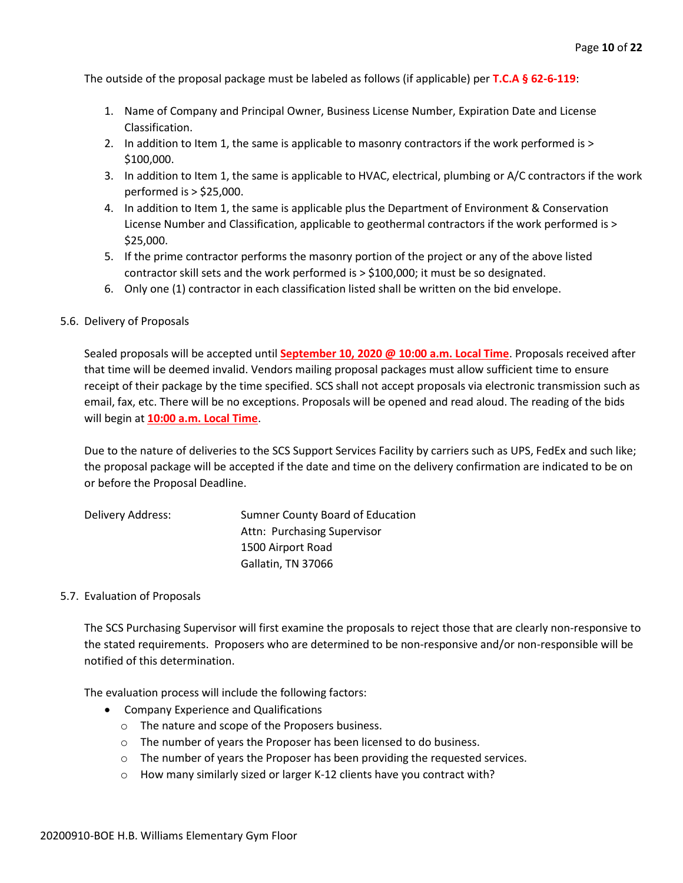The outside of the proposal package must be labeled as follows (if applicable) per **T.C.A § 62-6-119**:

1. Name of Company and Principal Owner, Business License Number, Expiration Date and License Classification.
2. In addition to Item 1, the same is applicable to masonry contractors if the work performed is > $100,000.
3. In addition to Item 1, the same is applicable to HVAC, electrical, plumbing or A/C contractors if the work performed is > $25,000.
4. In addition to Item 1, the same is applicable plus the Department of Environment & Conservation License Number and Classification, applicable to geothermal contractors if the work performed is > $25,000.
5. If the prime contractor performs the masonry portion of the project or any of the above listed contractor skill sets and the work performed is > $100,000; it must be so designated.
6. Only one (1) contractor in each classification listed shall be written on the bid envelope.

5.6. Delivery of Proposals

Sealed proposals will be accepted until **September 10, 2020 @ 10:00 a.m. Local Time**. Proposals received after that time will be deemed invalid. Vendors mailing proposal packages must allow sufficient time to ensure receipt of their package by the time specified. SCS shall not accept proposals via electronic transmission such as email, fax, etc. There will be no exceptions. Proposals will be opened and read aloud. The reading of the bids will begin at **10:00 a.m. Local Time**.

Due to the nature of deliveries to the SCS Support Services Facility by carriers such as UPS, FedEx and such like; the proposal package will be accepted if the date and time on the delivery confirmation are indicated to be on or before the Proposal Deadline.

Delivery Address:
Sumner County Board of Education
Attn: Purchasing Supervisor
1500 Airport Road
Gallatin, TN 37066

5.7. Evaluation of Proposals

The SCS Purchasing Supervisor will first examine the proposals to reject those that are clearly non-responsive to the stated requirements. Proposers who are determined to be non-responsive and/or non-responsible will be notified of this determination.

The evaluation process will include the following factors:

- Company Experience and Qualifications
  - The nature and scope of the Proposers business.
  - The number of years the Proposer has been licensed to do business.
  - The number of years the Proposer has been providing the requested services.
  - How many similarly sized or larger K-12 clients have you contract with?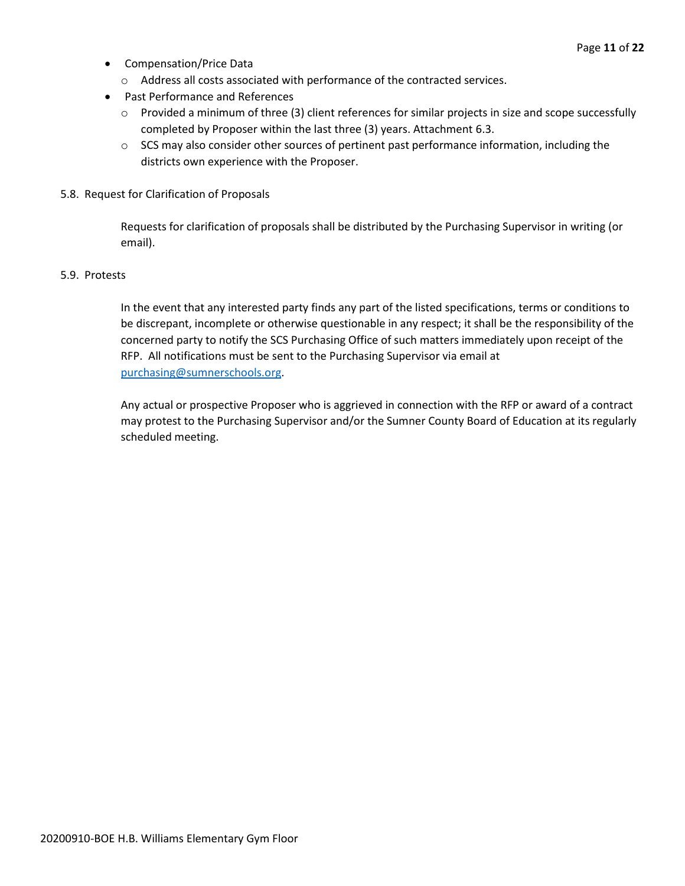- Compensation/Price Data
  - Address all costs associated with performance of the contracted services.
- Past Performance and References
  - Provided a minimum of three (3) client references for similar projects in size and scope successfully completed by Proposer within the last three (3) years. Attachment 6.3.
  - SCS may also consider other sources of pertinent past performance information, including the districts own experience with the Proposer.

5.8. Request for Clarification of Proposals

Requests for clarification of proposals shall be distributed by the Purchasing Supervisor in writing (or email).

5.9. Protests

In the event that any interested party finds any part of the listed specifications, terms or conditions to be discrepant, incomplete or otherwise questionable in any respect; it shall be the responsibility of the concerned party to notify the SCS Purchasing Office of such matters immediately upon receipt of the RFP. All notifications must be sent to the Purchasing Supervisor via email at purchasing@sumnerschools.org.

Any actual or prospective Proposer who is aggrieved in connection with the RFP or award of a contract may protest to the Purchasing Supervisor and/or the Sumner County Board of Education at its regularly scheduled meeting.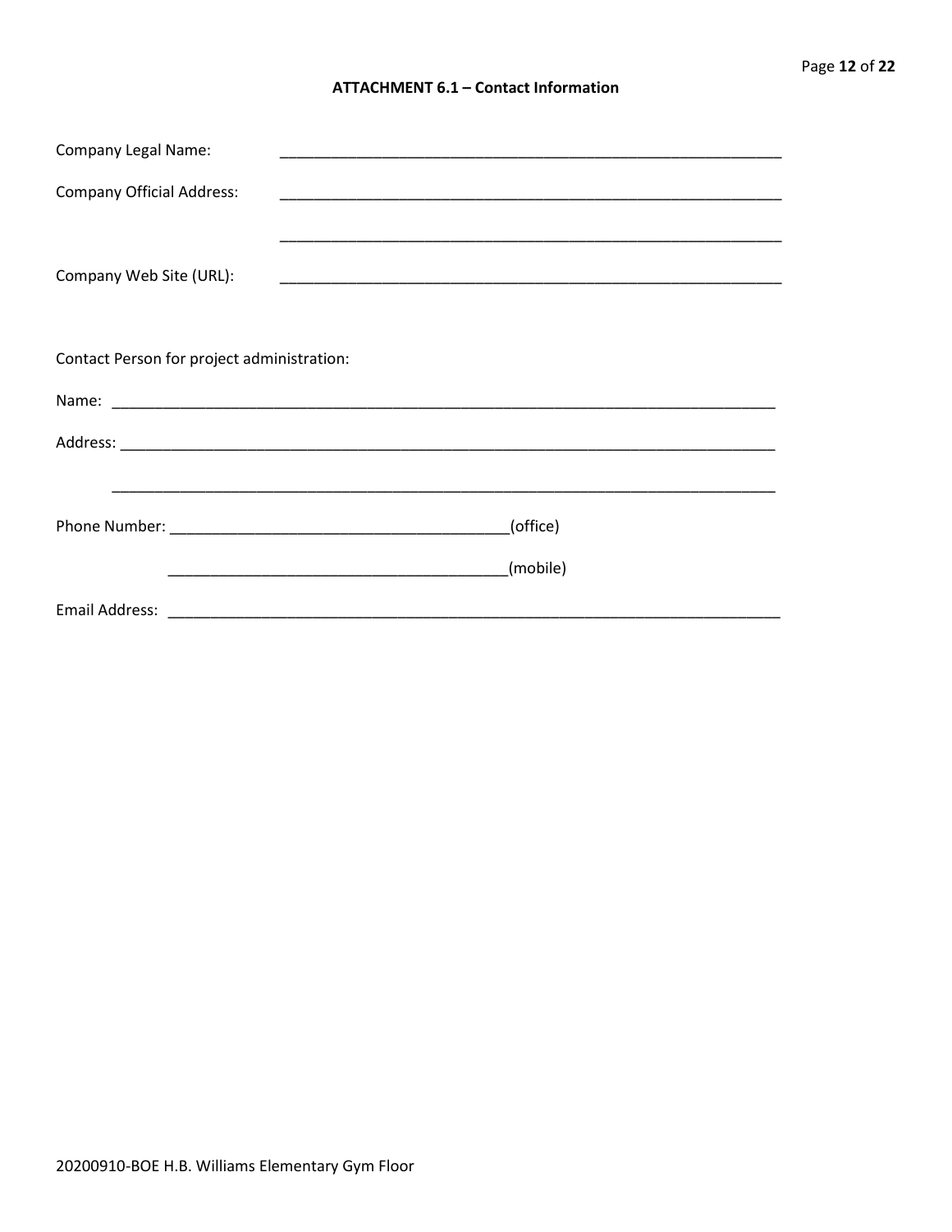**ATTACHMENT 6.1 – Contact Information**

Company Legal Name: ______________________________________________________________

Company Official Address: ______________________________________________________________

______________________________________________________________

Company Web Site (URL): ______________________________________________________________

Contact Person for project administration:

Name: ________________________________________________________________________________

Address: ______________________________________________________________________________

________________________________________________________________________________

Phone Number: ________________________________________(office)

________________________________________(mobile)

Email Address: ____________________________________________________________________________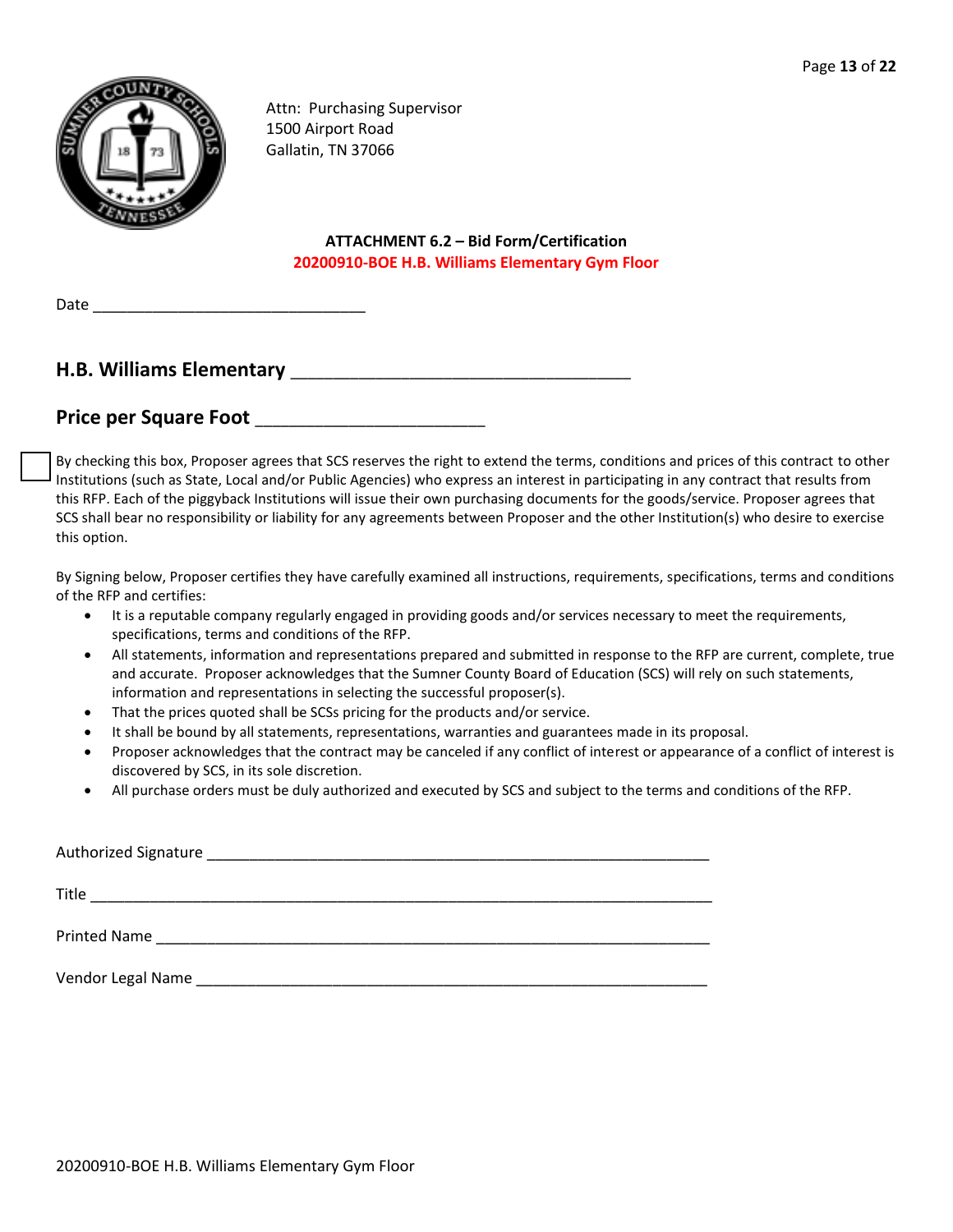Attn: Purchasing Supervisor
1500 Airport Road
Gallatin, TN 37066

**ATTACHMENT 6.2 – Bid Form/Certification**
**20200910-BOE H.B. Williams Elementary Gym Floor**

Date ________________________________

## H.B. Williams Elementary ________________________________

## Price per Square Foot ______________________

☐ By checking this box, Proposer agrees that SCS reserves the right to extend the terms, conditions and prices of this contract to other Institutions (such as State, Local and/or Public Agencies) who express an interest in participating in any contract that results from this RFP. Each of the piggyback Institutions will issue their own purchasing documents for the goods/service. Proposer agrees that SCS shall bear no responsibility or liability for any agreements between Proposer and the other Institution(s) who desire to exercise this option.

By Signing below, Proposer certifies they have carefully examined all instructions, requirements, specifications, terms and conditions of the RFP and certifies:

- It is a reputable company regularly engaged in providing goods and/or services necessary to meet the requirements, specifications, terms and conditions of the RFP.
- All statements, information and representations prepared and submitted in response to the RFP are current, complete, true and accurate. Proposer acknowledges that the Sumner County Board of Education (SCS) will rely on such statements, information and representations in selecting the successful proposer(s).
- That the prices quoted shall be SCSs pricing for the products and/or service.
- It shall be bound by all statements, representations, warranties and guarantees made in its proposal.
- Proposer acknowledges that the contract may be canceled if any conflict of interest or appearance of a conflict of interest is discovered by SCS, in its sole discretion.
- All purchase orders must be duly authorized and executed by SCS and subject to the terms and conditions of the RFP.

Authorized Signature ____________________________________________________________

Title ____________________________________________________________________________

Printed Name ______________________________________________________________________

Vendor Legal Name _________________________________________________________________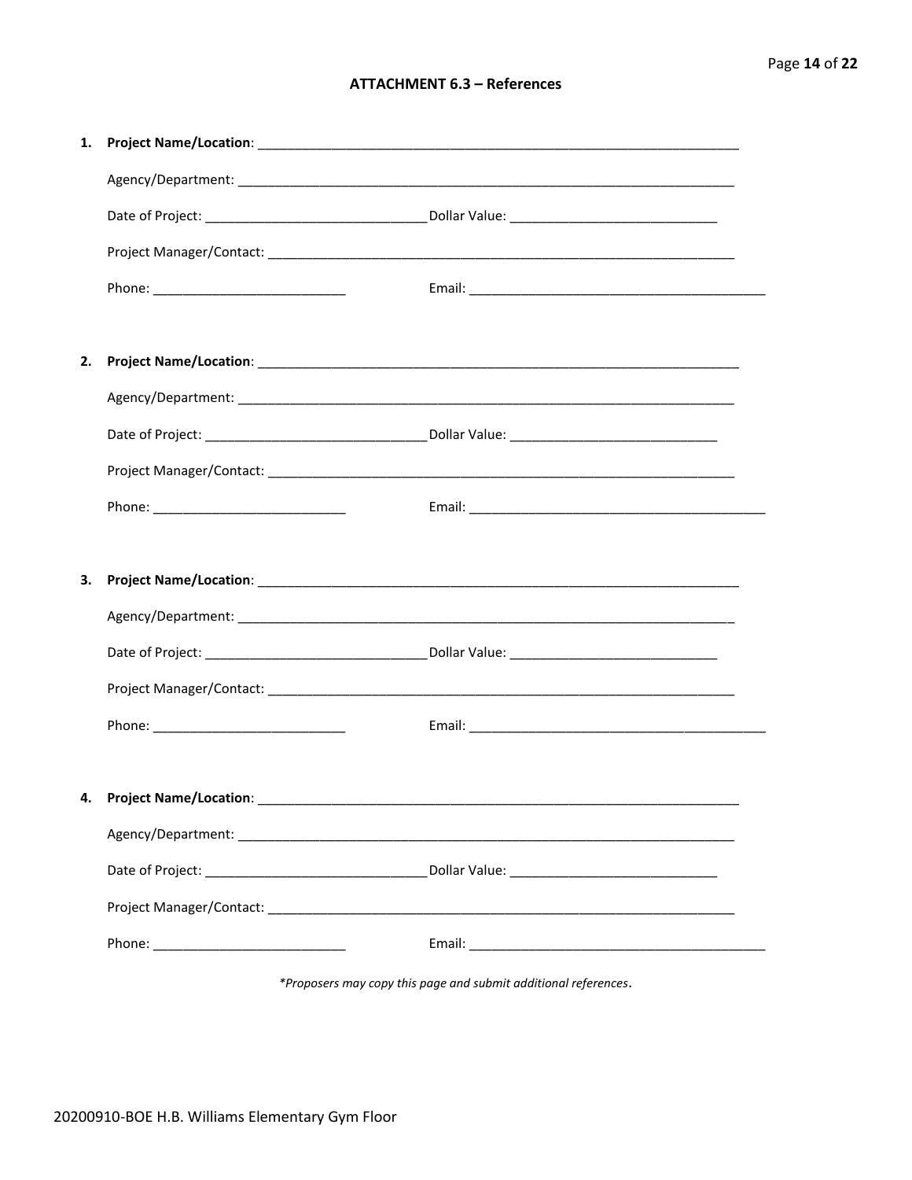## ATTACHMENT 6.3 – References

1. **Project Name/Location**: ____________________________________________

   Agency/Department: ____________________________________________

   Date of Project: ______________________ Dollar Value: ______________________

   Project Manager/Contact: ____________________________________________

   Phone: ______________________ Email: ______________________________

2. **Project Name/Location**: ____________________________________________

   Agency/Department: ____________________________________________

   Date of Project: ______________________ Dollar Value: ______________________

   Project Manager/Contact: ____________________________________________

   Phone: ______________________ Email: ______________________________

3. **Project Name/Location**: ____________________________________________

   Agency/Department: ____________________________________________

   Date of Project: ______________________ Dollar Value: ______________________

   Project Manager/Contact: ____________________________________________

   Phone: ______________________ Email: ______________________________

4. **Project Name/Location**: ____________________________________________

   Agency/Department: ____________________________________________

   Date of Project: ______________________ Dollar Value: ______________________

   Project Manager/Contact: ____________________________________________

   Phone: ______________________ Email: ______________________________

*\*Proposers may copy this page and submit additional references.*

20200910-BOE H.B. Williams Elementary Gym Floor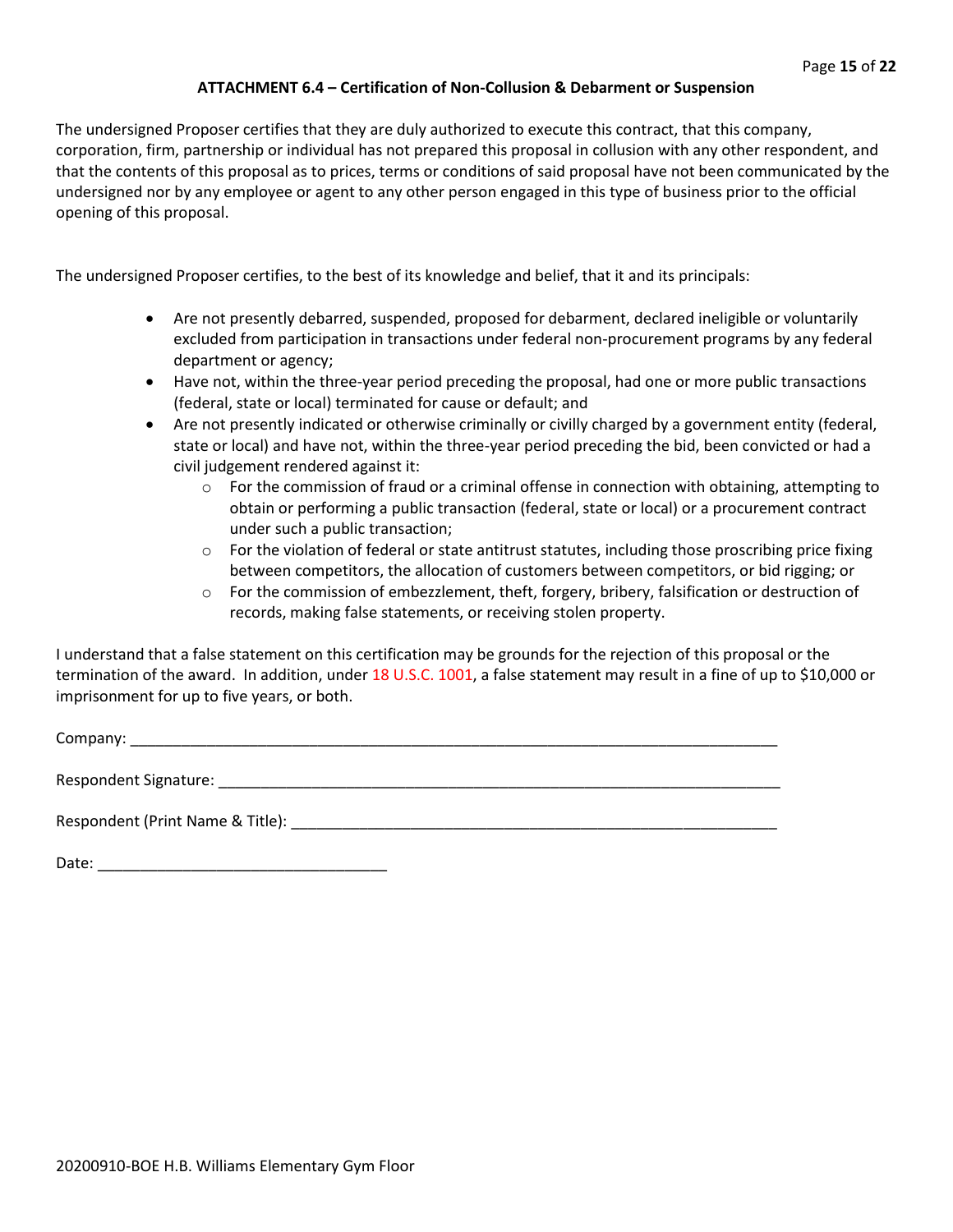## ATTACHMENT 6.4 – Certification of Non-Collusion & Debarment or Suspension

The undersigned Proposer certifies that they are duly authorized to execute this contract, that this company, corporation, firm, partnership or individual has not prepared this proposal in collusion with any other respondent, and that the contents of this proposal as to prices, terms or conditions of said proposal have not been communicated by the undersigned nor by any employee or agent to any other person engaged in this type of business prior to the official opening of this proposal.

The undersigned Proposer certifies, to the best of its knowledge and belief, that it and its principals:

- Are not presently debarred, suspended, proposed for debarment, declared ineligible or voluntarily excluded from participation in transactions under federal non-procurement programs by any federal department or agency;
- Have not, within the three-year period preceding the proposal, had one or more public transactions (federal, state or local) terminated for cause or default; and
- Are not presently indicated or otherwise criminally or civilly charged by a government entity (federal, state or local) and have not, within the three-year period preceding the bid, been convicted or had a civil judgement rendered against it:
  - For the commission of fraud or a criminal offense in connection with obtaining, attempting to obtain or performing a public transaction (federal, state or local) or a procurement contract under such a public transaction;
  - For the violation of federal or state antitrust statutes, including those proscribing price fixing between competitors, the allocation of customers between competitors, or bid rigging; or
  - For the commission of embezzlement, theft, forgery, bribery, falsification or destruction of records, making false statements, or receiving stolen property.

I understand that a false statement on this certification may be grounds for the rejection of this proposal or the termination of the award. In addition, under 18 U.S.C. 1001, a false statement may result in a fine of up to $10,000 or imprisonment for up to five years, or both.

Company: ______________________________________________________________________________

Respondent Signature: ____________________________________________________________________

Respondent (Print Name & Title): ___________________________________________________________

Date: ___________________________________

20200910-BOE H.B. Williams Elementary Gym Floor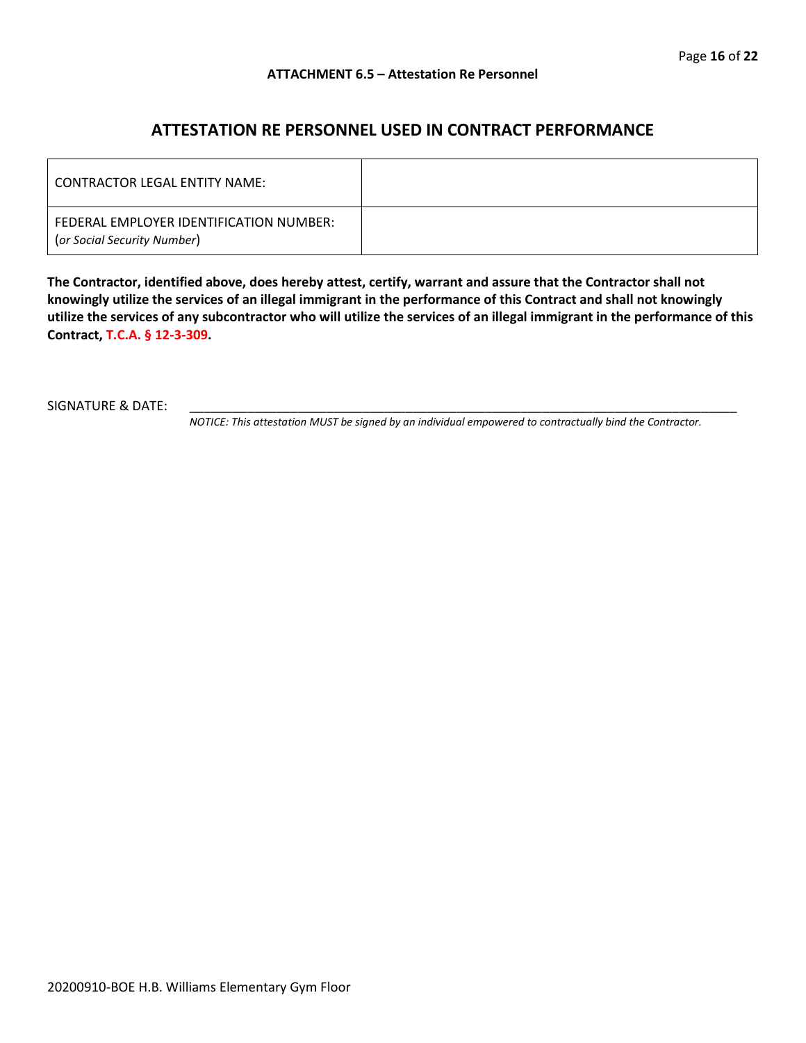**ATTACHMENT 6.5 – Attestation Re Personnel**

## ATTESTATION RE PERSONNEL USED IN CONTRACT PERFORMANCE

| CONTRACTOR LEGAL ENTITY NAME: | |
|---|---|
| FEDERAL EMPLOYER IDENTIFICATION NUMBER: (*or Social Security Number*) | |

**The Contractor, identified above, does hereby attest, certify, warrant and assure that the Contractor shall not knowingly utilize the services of an illegal immigrant in the performance of this Contract and shall not knowingly utilize the services of any subcontractor who will utilize the services of an illegal immigrant in the performance of this Contract, T.C.A. § 12-3-309.**

SIGNATURE & DATE: ________________________________________________________________

*NOTICE: This attestation MUST be signed by an individual empowered to contractually bind the Contractor.*

20200910-BOE H.B. Williams Elementary Gym Floor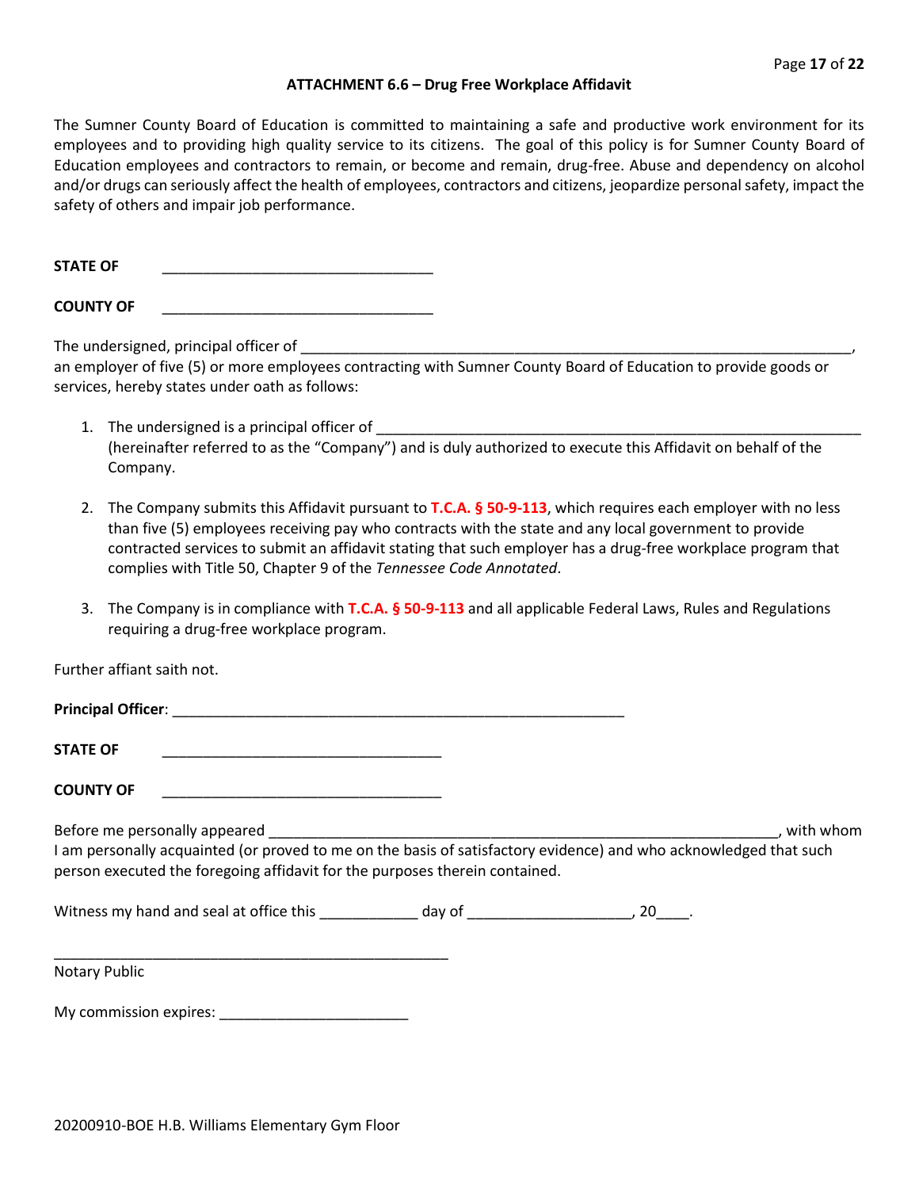### ATTACHMENT 6.6 – Drug Free Workplace Affidavit

The Sumner County Board of Education is committed to maintaining a safe and productive work environment for its employees and to providing high quality service to its citizens. The goal of this policy is for Sumner County Board of Education employees and contractors to remain, or become and remain, drug-free. Abuse and dependency on alcohol and/or drugs can seriously affect the health of employees, contractors and citizens, jeopardize personal safety, impact the safety of others and impair job performance.

**STATE OF** ________________________________

**COUNTY OF** ________________________________

The undersigned, principal officer of ________________________________________________________________, an employer of five (5) or more employees contracting with Sumner County Board of Education to provide goods or services, hereby states under oath as follows:

1. The undersigned is a principal officer of ________________________________________________________ (hereinafter referred to as the "Company") and is duly authorized to execute this Affidavit on behalf of the Company.

2. The Company submits this Affidavit pursuant to **T.C.A. § 50-9-113**, which requires each employer with no less than five (5) employees receiving pay who contracts with the state and any local government to provide contracted services to submit an affidavit stating that such employer has a drug-free workplace program that complies with Title 50, Chapter 9 of the *Tennessee Code Annotated*.

3. The Company is in compliance with **T.C.A. § 50-9-113** and all applicable Federal Laws, Rules and Regulations requiring a drug-free workplace program.

Further affiant saith not.

**Principal Officer**: ______________________________________________________

**STATE OF** ________________________________

**COUNTY OF** ________________________________

Before me personally appeared ____________________________________________________________, with whom I am personally acquainted (or proved to me on the basis of satisfactory evidence) and who acknowledged that such person executed the foregoing affidavit for the purposes therein contained.

Witness my hand and seal at office this ___________ day of ___________________, 20____.

______________________________________________

Notary Public

My commission expires: ______________________

20200910-BOE H.B. Williams Elementary Gym Floor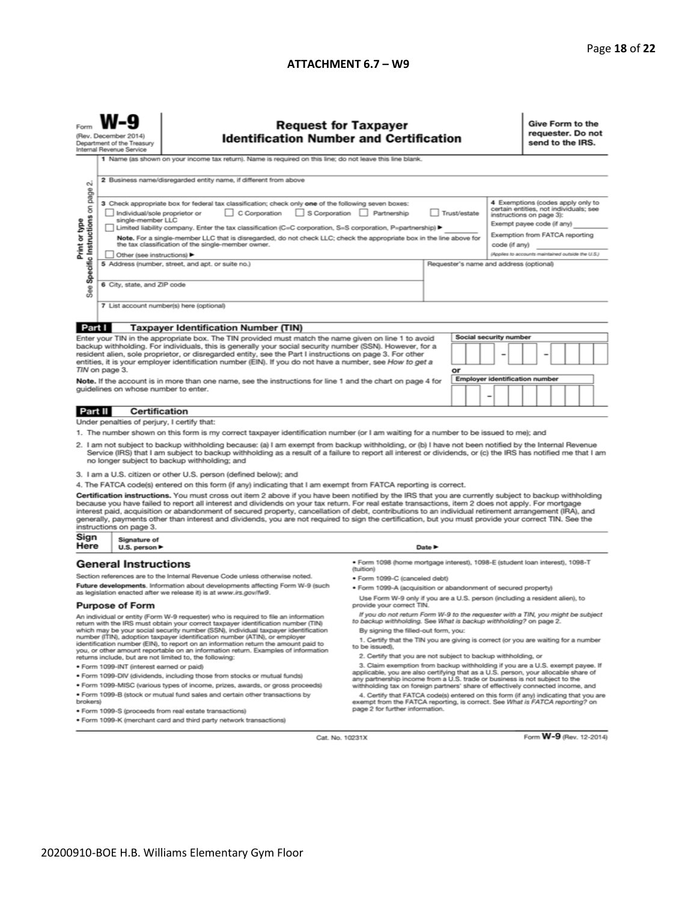## ATTACHMENT 6.7 – W9

Form **W-9**
(Rev. December 2014)
Department of the Treasury
Internal Revenue Service

# Request for Taxpayer Identification Number and Certification

**Give Form to the requester. Do not send to the IRS.**

Print or type
See **Specific Instructions** on page 2.

1 Name (as shown on your income tax return). Name is required on this line; do not leave this line blank.

2 Business name/disregarded entity name, if different from above

3 Check appropriate box for federal tax classification; check only **one** of the following seven boxes:
☐ Individual/sole proprietor or single-member LLC ☐ C Corporation ☐ S Corporation ☐ Partnership ☐ Trust/estate
☐ Limited liability company. Enter the tax classification (C=C corporation, S=S corporation, P=partnership) ► ________
**Note.** For a single-member LLC that is disregarded, do not check LLC; check the appropriate box in the line above for the tax classification of the single-member owner.
☐ Other (see instructions) ►

4 Exemptions (codes apply only to certain entities, not individuals; see instructions on page 3):
Exempt payee code (if any) ________
Exemption from FATCA reporting code (if any) ________
*(Applies to accounts maintained outside the U.S.)*

5 Address (number, street, and apt. or suite no.)

Requester's name and address (optional)

6 City, state, and ZIP code

7 List account number(s) here (optional)

**Part I — Taxpayer Identification Number (TIN)**

Enter your TIN in the appropriate box. The TIN provided must match the name given on line 1 to avoid backup withholding. For individuals, this is generally your social security number (SSN). However, for a resident alien, sole proprietor, or disregarded entity, see the Part I instructions on page 3. For other entities, it is your employer identification number (EIN). If you do not have a number, see *How to get a TIN* on page 3.

**Note.** If the account is in more than one name, see the instructions for line 1 and the chart on page 4 for guidelines on whose number to enter.

**Social security number**
☐☐☐ – ☐☐ – ☐☐☐☐

or

**Employer identification number**
☐☐ – ☐☐☐☐☐☐☐

**Part II — Certification**

Under penalties of perjury, I certify that:

1. The number shown on this form is my correct taxpayer identification number (or I am waiting for a number to be issued to me); and
2. I am not subject to backup withholding because: (a) I am exempt from backup withholding, or (b) I have not been notified by the Internal Revenue Service (IRS) that I am subject to backup withholding as a result of a failure to report all interest or dividends, or (c) the IRS has notified me that I am no longer subject to backup withholding; and
3. I am a U.S. citizen or other U.S. person (defined below); and
4. The FATCA code(s) entered on this form (if any) indicating that I am exempt from FATCA reporting is correct.

**Certification instructions.** You must cross out item 2 above if you have been notified by the IRS that you are currently subject to backup withholding because you have failed to report all interest and dividends on your tax return. For real estate transactions, item 2 does not apply. For mortgage interest paid, acquisition or abandonment of secured property, cancellation of debt, contributions to an individual retirement arrangement (IRA), and generally, payments other than interest and dividends, you are not required to sign the certification, but you must provide your correct TIN. See the instructions on page 3.

**Sign Here** — Signature of U.S. person ► Date ►

## General Instructions

Section references are to the Internal Revenue Code unless otherwise noted.

**Future developments.** Information about developments affecting Form W-9 (such as legislation enacted after we release it) is at *www.irs.gov/fw9*.

### Purpose of Form

An individual or entity (Form W-9 requester) who is required to file an information return with the IRS must obtain your correct taxpayer identification number (TIN) which may be your social security number (SSN), individual taxpayer identification number (ITIN), adoption taxpayer identification number (ATIN), or employer identification number (EIN), to report on an information return the amount paid to you, or other amount reportable on an information return. Examples of information returns include, but are not limited to, the following:

- Form 1099-INT (interest earned or paid)
- Form 1099-DIV (dividends, including those from stocks or mutual funds)
- Form 1099-MISC (various types of income, prizes, awards, or gross proceeds)
- Form 1099-B (stock or mutual fund sales and certain other transactions by brokers)
- Form 1099-S (proceeds from real estate transactions)
- Form 1099-K (merchant card and third party network transactions)
- Form 1098 (home mortgage interest), 1098-E (student loan interest), 1098-T (tuition)
- Form 1099-C (canceled debt)
- Form 1099-A (acquisition or abandonment of secured property)

Use Form W-9 only if you are a U.S. person (including a resident alien), to provide your correct TIN.

*If you do not return Form W-9 to the requester with a TIN, you might be subject to backup withholding. See What is backup withholding? on page 2.*

By signing the filled-out form, you:

1. Certify that the TIN you are giving is correct (or you are waiting for a number to be issued),
2. Certify that you are not subject to backup withholding, or
3. Claim exemption from backup withholding if you are a U.S. exempt payee. If applicable, you are also certifying that as a U.S. person, your allocable share of any partnership income from a U.S. trade or business is not subject to the withholding tax on foreign partners' share of effectively connected income, and
4. Certify that FATCA code(s) entered on this form (if any) indicating that you are exempt from the FATCA reporting, is correct. See *What is FATCA reporting?* on page 2 for further information.

Cat. No. 10231X Form **W-9** (Rev. 12-2014)

20200910-BOE H.B. Williams Elementary Gym Floor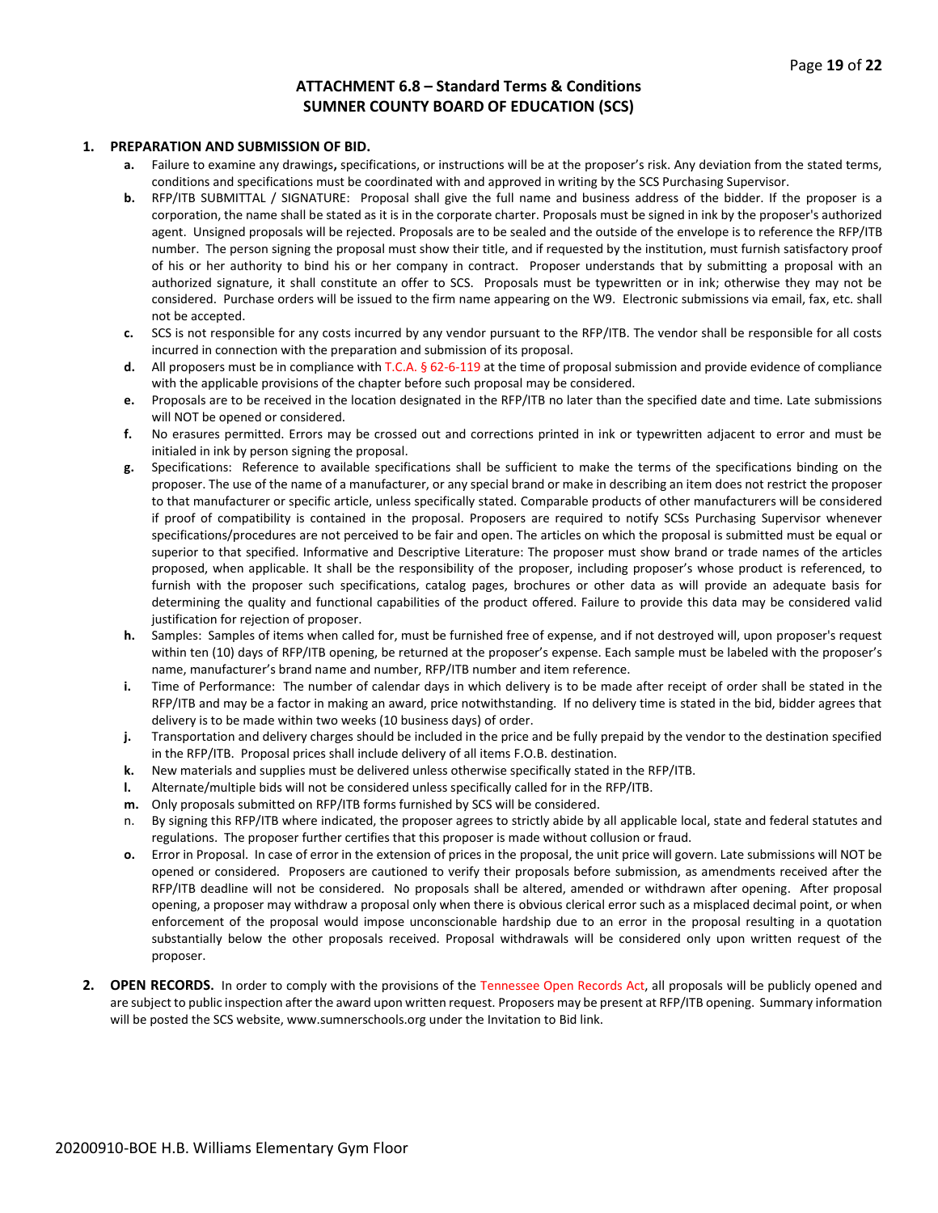## ATTACHMENT 6.8 – Standard Terms & Conditions
## SUMNER COUNTY BOARD OF EDUCATION (SCS)

1. **PREPARATION AND SUBMISSION OF BID.**
   - **a.** Failure to examine any drawings**,** specifications, or instructions will be at the proposer's risk. Any deviation from the stated terms, conditions and specifications must be coordinated with and approved in writing by the SCS Purchasing Supervisor.
   - **b.** RFP/ITB SUBMITTAL / SIGNATURE: Proposal shall give the full name and business address of the bidder. If the proposer is a corporation, the name shall be stated as it is in the corporate charter. Proposals must be signed in ink by the proposer's authorized agent. Unsigned proposals will be rejected. Proposals are to be sealed and the outside of the envelope is to reference the RFP/ITB number. The person signing the proposal must show their title, and if requested by the institution, must furnish satisfactory proof of his or her authority to bind his or her company in contract. Proposer understands that by submitting a proposal with an authorized signature, it shall constitute an offer to SCS. Proposals must be typewritten or in ink; otherwise they may not be considered. Purchase orders will be issued to the firm name appearing on the W9. Electronic submissions via email, fax, etc. shall not be accepted.
   - **c.** SCS is not responsible for any costs incurred by any vendor pursuant to the RFP/ITB. The vendor shall be responsible for all costs incurred in connection with the preparation and submission of its proposal.
   - **d.** All proposers must be in compliance with T.C.A. § 62-6-119 at the time of proposal submission and provide evidence of compliance with the applicable provisions of the chapter before such proposal may be considered.
   - **e.** Proposals are to be received in the location designated in the RFP/ITB no later than the specified date and time. Late submissions will NOT be opened or considered.
   - **f.** No erasures permitted. Errors may be crossed out and corrections printed in ink or typewritten adjacent to error and must be initialed in ink by person signing the proposal.
   - **g.** Specifications: Reference to available specifications shall be sufficient to make the terms of the specifications binding on the proposer. The use of the name of a manufacturer, or any special brand or make in describing an item does not restrict the proposer to that manufacturer or specific article, unless specifically stated. Comparable products of other manufacturers will be considered if proof of compatibility is contained in the proposal. Proposers are required to notify SCSs Purchasing Supervisor whenever specifications/procedures are not perceived to be fair and open. The articles on which the proposal is submitted must be equal or superior to that specified. Informative and Descriptive Literature: The proposer must show brand or trade names of the articles proposed, when applicable. It shall be the responsibility of the proposer, including proposer's whose product is referenced, to furnish with the proposer such specifications, catalog pages, brochures or other data as will provide an adequate basis for determining the quality and functional capabilities of the product offered. Failure to provide this data may be considered valid justification for rejection of proposer.
   - **h.** Samples: Samples of items when called for, must be furnished free of expense, and if not destroyed will, upon proposer's request within ten (10) days of RFP/ITB opening, be returned at the proposer's expense. Each sample must be labeled with the proposer's name, manufacturer's brand name and number, RFP/ITB number and item reference.
   - **i.** Time of Performance: The number of calendar days in which delivery is to be made after receipt of order shall be stated in the RFP/ITB and may be a factor in making an award, price notwithstanding. If no delivery time is stated in the bid, bidder agrees that delivery is to be made within two weeks (10 business days) of order.
   - **j.** Transportation and delivery charges should be included in the price and be fully prepaid by the vendor to the destination specified in the RFP/ITB. Proposal prices shall include delivery of all items F.O.B. destination.
   - **k.** New materials and supplies must be delivered unless otherwise specifically stated in the RFP/ITB.
   - **l.** Alternate/multiple bids will not be considered unless specifically called for in the RFP/ITB.
   - **m.** Only proposals submitted on RFP/ITB forms furnished by SCS will be considered.
   - n. By signing this RFP/ITB where indicated, the proposer agrees to strictly abide by all applicable local, state and federal statutes and regulations. The proposer further certifies that this proposer is made without collusion or fraud.
   - **o.** Error in Proposal. In case of error in the extension of prices in the proposal, the unit price will govern. Late submissions will NOT be opened or considered. Proposers are cautioned to verify their proposals before submission, as amendments received after the RFP/ITB deadline will not be considered. No proposals shall be altered, amended or withdrawn after opening. After proposal opening, a proposer may withdraw a proposal only when there is obvious clerical error such as a misplaced decimal point, or when enforcement of the proposal would impose unconscionable hardship due to an error in the proposal resulting in a quotation substantially below the other proposals received. Proposal withdrawals will be considered only upon written request of the proposer.

2. **OPEN RECORDS.** In order to comply with the provisions of the Tennessee Open Records Act, all proposals will be publicly opened and are subject to public inspection after the award upon written request. Proposers may be present at RFP/ITB opening. Summary information will be posted the SCS website, www.sumnerschools.org under the Invitation to Bid link.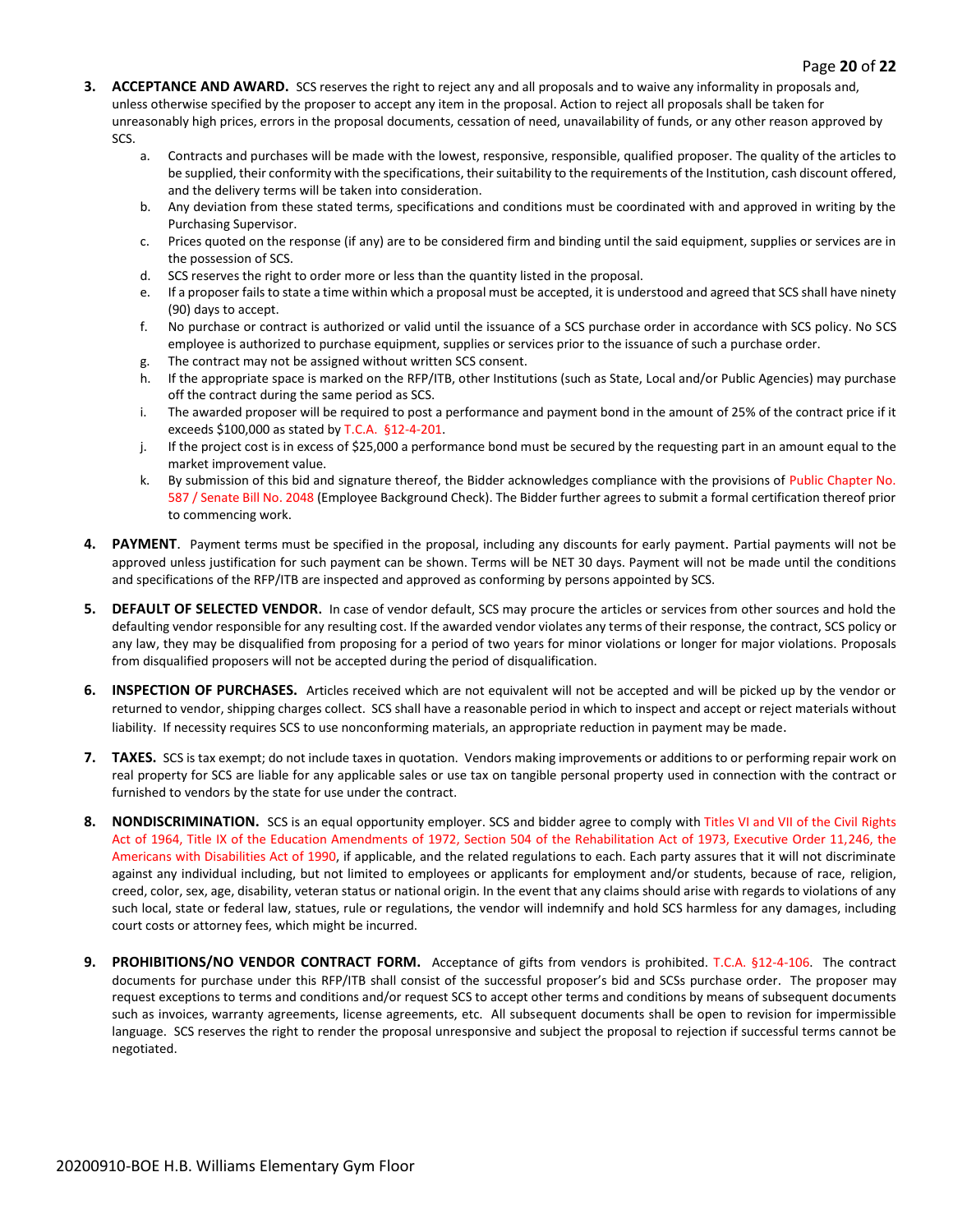3. **ACCEPTANCE AND AWARD.** SCS reserves the right to reject any and all proposals and to waive any informality in proposals and, unless otherwise specified by the proposer to accept any item in the proposal. Action to reject all proposals shall be taken for unreasonably high prices, errors in the proposal documents, cessation of need, unavailability of funds, or any other reason approved by SCS.
   a. Contracts and purchases will be made with the lowest, responsive, responsible, qualified proposer. The quality of the articles to be supplied, their conformity with the specifications, their suitability to the requirements of the Institution, cash discount offered, and the delivery terms will be taken into consideration.
   b. Any deviation from these stated terms, specifications and conditions must be coordinated with and approved in writing by the Purchasing Supervisor.
   c. Prices quoted on the response (if any) are to be considered firm and binding until the said equipment, supplies or services are in the possession of SCS.
   d. SCS reserves the right to order more or less than the quantity listed in the proposal.
   e. If a proposer fails to state a time within which a proposal must be accepted, it is understood and agreed that SCS shall have ninety (90) days to accept.
   f. No purchase or contract is authorized or valid until the issuance of a SCS purchase order in accordance with SCS policy. No SCS employee is authorized to purchase equipment, supplies or services prior to the issuance of such a purchase order.
   g. The contract may not be assigned without written SCS consent.
   h. If the appropriate space is marked on the RFP/ITB, other Institutions (such as State, Local and/or Public Agencies) may purchase off the contract during the same period as SCS.
   i. The awarded proposer will be required to post a performance and payment bond in the amount of 25% of the contract price if it exceeds $100,000 as stated by T.C.A. §12-4-201.
   j. If the project cost is in excess of $25,000 a performance bond must be secured by the requesting part in an amount equal to the market improvement value.
   k. By submission of this bid and signature thereof, the Bidder acknowledges compliance with the provisions of Public Chapter No. 587 / Senate Bill No. 2048 (Employee Background Check). The Bidder further agrees to submit a formal certification thereof prior to commencing work.

4. **PAYMENT**. Payment terms must be specified in the proposal, including any discounts for early payment. Partial payments will not be approved unless justification for such payment can be shown. Terms will be NET 30 days. Payment will not be made until the conditions and specifications of the RFP/ITB are inspected and approved as conforming by persons appointed by SCS.

5. **DEFAULT OF SELECTED VENDOR.** In case of vendor default, SCS may procure the articles or services from other sources and hold the defaulting vendor responsible for any resulting cost. If the awarded vendor violates any terms of their response, the contract, SCS policy or any law, they may be disqualified from proposing for a period of two years for minor violations or longer for major violations. Proposals from disqualified proposers will not be accepted during the period of disqualification.

6. **INSPECTION OF PURCHASES.** Articles received which are not equivalent will not be accepted and will be picked up by the vendor or returned to vendor, shipping charges collect. SCS shall have a reasonable period in which to inspect and accept or reject materials without liability. If necessity requires SCS to use nonconforming materials, an appropriate reduction in payment may be made.

7. **TAXES.** SCS is tax exempt; do not include taxes in quotation. Vendors making improvements or additions to or performing repair work on real property for SCS are liable for any applicable sales or use tax on tangible personal property used in connection with the contract or furnished to vendors by the state for use under the contract.

8. **NONDISCRIMINATION.** SCS is an equal opportunity employer. SCS and bidder agree to comply with Titles VI and VII of the Civil Rights Act of 1964, Title IX of the Education Amendments of 1972, Section 504 of the Rehabilitation Act of 1973, Executive Order 11,246, the Americans with Disabilities Act of 1990, if applicable, and the related regulations to each. Each party assures that it will not discriminate against any individual including, but not limited to employees or applicants for employment and/or students, because of race, religion, creed, color, sex, age, disability, veteran status or national origin. In the event that any claims should arise with regards to violations of any such local, state or federal law, statues, rule or regulations, the vendor will indemnify and hold SCS harmless for any damages, including court costs or attorney fees, which might be incurred.

9. **PROHIBITIONS/NO VENDOR CONTRACT FORM.** Acceptance of gifts from vendors is prohibited. T.C.A. §12-4-106. The contract documents for purchase under this RFP/ITB shall consist of the successful proposer's bid and SCSs purchase order. The proposer may request exceptions to terms and conditions and/or request SCS to accept other terms and conditions by means of subsequent documents such as invoices, warranty agreements, license agreements, etc. All subsequent documents shall be open to revision for impermissible language. SCS reserves the right to render the proposal unresponsive and subject the proposal to rejection if successful terms cannot be negotiated.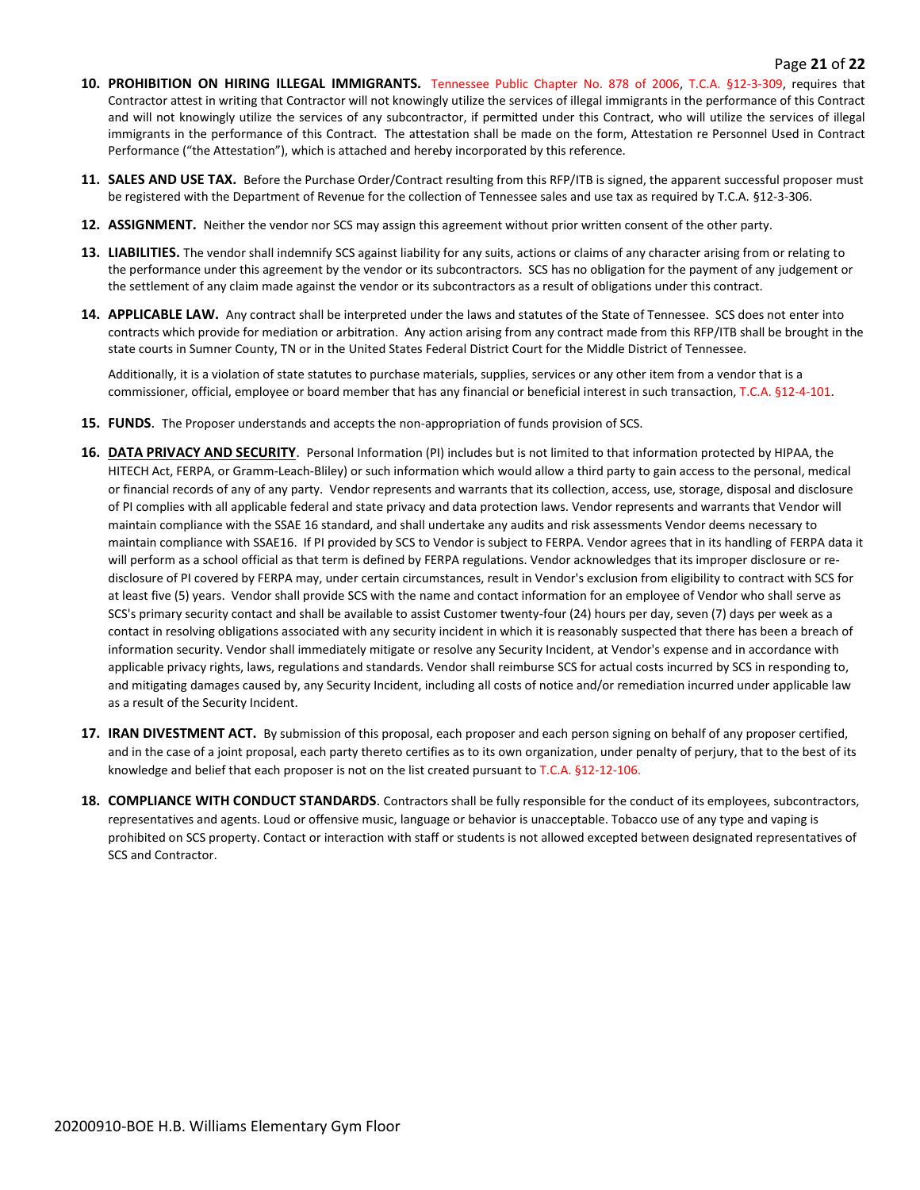10. **PROHIBITION ON HIRING ILLEGAL IMMIGRANTS.** Tennessee Public Chapter No. 878 of 2006, T.C.A. §12-3-309, requires that Contractor attest in writing that Contractor will not knowingly utilize the services of illegal immigrants in the performance of this Contract and will not knowingly utilize the services of any subcontractor, if permitted under this Contract, who will utilize the services of illegal immigrants in the performance of this Contract. The attestation shall be made on the form, Attestation re Personnel Used in Contract Performance ("the Attestation"), which is attached and hereby incorporated by this reference.

11. **SALES AND USE TAX.** Before the Purchase Order/Contract resulting from this RFP/ITB is signed, the apparent successful proposer must be registered with the Department of Revenue for the collection of Tennessee sales and use tax as required by T.C.A. §12-3-306.

12. **ASSIGNMENT.** Neither the vendor nor SCS may assign this agreement without prior written consent of the other party.

13. **LIABILITIES.** The vendor shall indemnify SCS against liability for any suits, actions or claims of any character arising from or relating to the performance under this agreement by the vendor or its subcontractors. SCS has no obligation for the payment of any judgement or the settlement of any claim made against the vendor or its subcontractors as a result of obligations under this contract.

14. **APPLICABLE LAW.** Any contract shall be interpreted under the laws and statutes of the State of Tennessee. SCS does not enter into contracts which provide for mediation or arbitration. Any action arising from any contract made from this RFP/ITB shall be brought in the state courts in Sumner County, TN or in the United States Federal District Court for the Middle District of Tennessee.

    Additionally, it is a violation of state statutes to purchase materials, supplies, services or any other item from a vendor that is a commissioner, official, employee or board member that has any financial or beneficial interest in such transaction, T.C.A. §12-4-101.

15. **FUNDS**. The Proposer understands and accepts the non-appropriation of funds provision of SCS.

16. **DATA PRIVACY AND SECURITY**. Personal Information (PI) includes but is not limited to that information protected by HIPAA, the HITECH Act, FERPA, or Gramm-Leach-Bliley) or such information which would allow a third party to gain access to the personal, medical or financial records of any of any party. Vendor represents and warrants that its collection, access, use, storage, disposal and disclosure of PI complies with all applicable federal and state privacy and data protection laws. Vendor represents and warrants that Vendor will maintain compliance with the SSAE 16 standard, and shall undertake any audits and risk assessments Vendor deems necessary to maintain compliance with SSAE16. If PI provided by SCS to Vendor is subject to FERPA. Vendor agrees that in its handling of FERPA data it will perform as a school official as that term is defined by FERPA regulations. Vendor acknowledges that its improper disclosure or re-disclosure of PI covered by FERPA may, under certain circumstances, result in Vendor's exclusion from eligibility to contract with SCS for at least five (5) years. Vendor shall provide SCS with the name and contact information for an employee of Vendor who shall serve as SCS's primary security contact and shall be available to assist Customer twenty-four (24) hours per day, seven (7) days per week as a contact in resolving obligations associated with any security incident in which it is reasonably suspected that there has been a breach of information security. Vendor shall immediately mitigate or resolve any Security Incident, at Vendor's expense and in accordance with applicable privacy rights, laws, regulations and standards. Vendor shall reimburse SCS for actual costs incurred by SCS in responding to, and mitigating damages caused by, any Security Incident, including all costs of notice and/or remediation incurred under applicable law as a result of the Security Incident.

17. **IRAN DIVESTMENT ACT.** By submission of this proposal, each proposer and each person signing on behalf of any proposer certified, and in the case of a joint proposal, each party thereto certifies as to its own organization, under penalty of perjury, that to the best of its knowledge and belief that each proposer is not on the list created pursuant to T.C.A. §12-12-106.

18. **COMPLIANCE WITH CONDUCT STANDARDS**. Contractors shall be fully responsible for the conduct of its employees, subcontractors, representatives and agents. Loud or offensive music, language or behavior is unacceptable. Tobacco use of any type and vaping is prohibited on SCS property. Contact or interaction with staff or students is not allowed excepted between designated representatives of SCS and Contractor.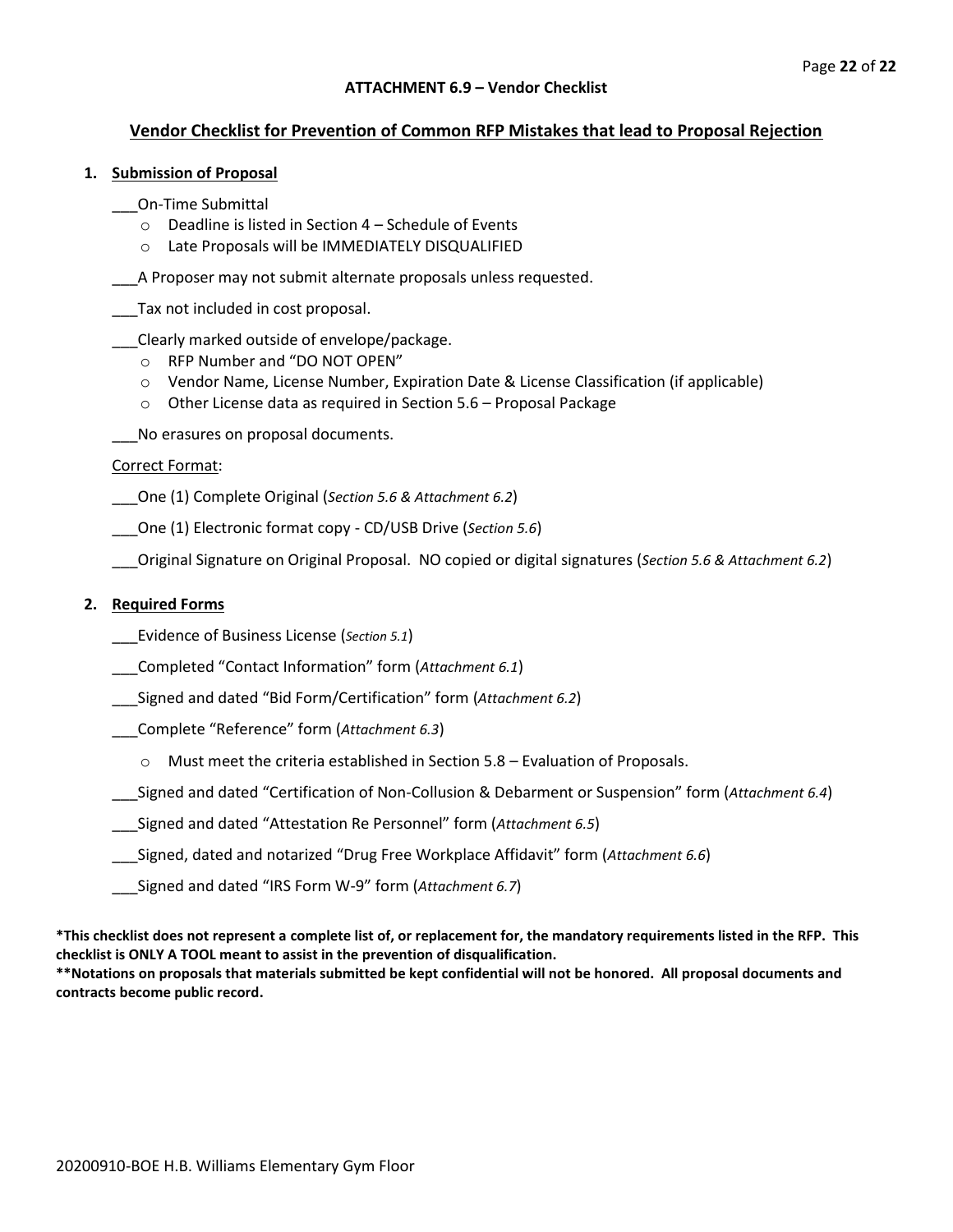**ATTACHMENT 6.9 – Vendor Checklist**

## Vendor Checklist for Prevention of Common RFP Mistakes that lead to Proposal Rejection

1. **Submission of Proposal**

   ___On-Time Submittal
   - Deadline is listed in Section 4 – Schedule of Events
   - Late Proposals will be IMMEDIATELY DISQUALIFIED

   ___A Proposer may not submit alternate proposals unless requested.

   ___Tax not included in cost proposal.

   ___Clearly marked outside of envelope/package.
   - RFP Number and "DO NOT OPEN"
   - Vendor Name, License Number, Expiration Date & License Classification (if applicable)
   - Other License data as required in Section 5.6 – Proposal Package

   ___No erasures on proposal documents.

   Correct Format:

   ___One (1) Complete Original (*Section 5.6 & Attachment 6.2*)

   ___One (1) Electronic format copy - CD/USB Drive (*Section 5.6*)

   ___Original Signature on Original Proposal. NO copied or digital signatures (*Section 5.6 & Attachment 6.2*)

2. **Required Forms**

   ___Evidence of Business License (*Section 5.1*)

   ___Completed "Contact Information" form (*Attachment 6.1*)

   ___Signed and dated "Bid Form/Certification" form (*Attachment 6.2*)

   ___Complete "Reference" form (*Attachment 6.3*)
   - Must meet the criteria established in Section 5.8 – Evaluation of Proposals.

   ___Signed and dated "Certification of Non-Collusion & Debarment or Suspension" form (*Attachment 6.4*)

   ___Signed and dated "Attestation Re Personnel" form (*Attachment 6.5*)

   ___Signed, dated and notarized "Drug Free Workplace Affidavit" form (*Attachment 6.6*)

   ___Signed and dated "IRS Form W-9" form (*Attachment 6.7*)

**\*This checklist does not represent a complete list of, or replacement for, the mandatory requirements listed in the RFP. This checklist is ONLY A TOOL meant to assist in the prevention of disqualification.**

**\*\*Notations on proposals that materials submitted be kept confidential will not be honored. All proposal documents and contracts become public record.**